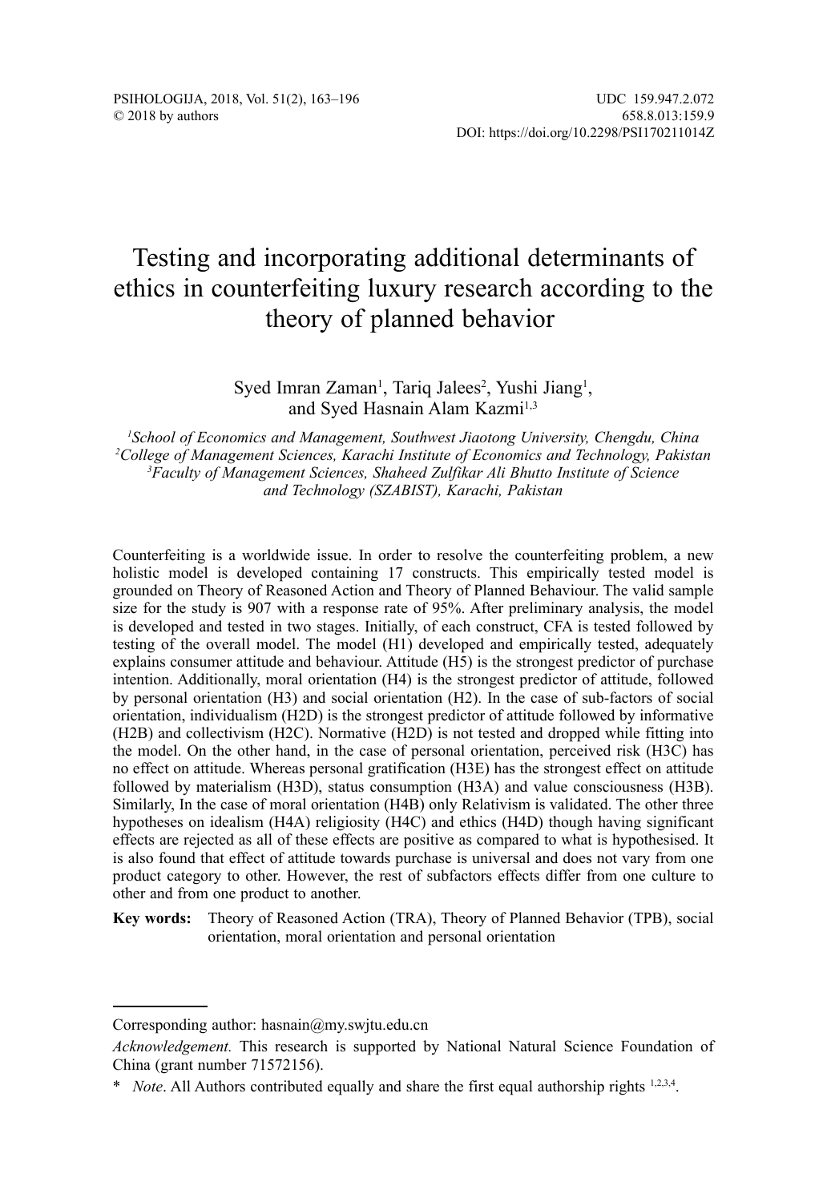# Testing and incorporating additional determinants of ethics in counterfeiting luxury research according to the theory of planned behavior

Syed Imran Zaman[1], Tariq Jalees[2], Yushi Jiang[1], and Syed Hasnain Alam Kazmi[1,3]

[1]*School of Economics and Management, Southwest Jiaotong University, Chengdu, China*
[2]*College of Management Sciences, Karachi Institute of Economics and Technology, Pakistan*
[3]*Faculty of Management Sciences, Shaheed Zulfikar Ali Bhutto Institute of Science and Technology (SZABIST), Karachi, Pakistan*

Counterfeiting is a worldwide issue. In order to resolve the counterfeiting problem, a new holistic model is developed containing 17 constructs. This empirically tested model is grounded on Theory of Reasoned Action and Theory of Planned Behaviour. The valid sample size for the study is 907 with a response rate of 95%. After preliminary analysis, the model is developed and tested in two stages. Initially, of each construct, CFA is tested followed by testing of the overall model. The model (H1) developed and empirically tested, adequately explains consumer attitude and behaviour. Attitude (H5) is the strongest predictor of purchase intention. Additionally, moral orientation (H4) is the strongest predictor of attitude, followed by personal orientation (H3) and social orientation (H2). In the case of sub-factors of social orientation, individualism (H2D) is the strongest predictor of attitude followed by informative (H2B) and collectivism (H2C). Normative (H2D) is not tested and dropped while fitting into the model. On the other hand, in the case of personal orientation, perceived risk (H3C) has no effect on attitude. Whereas personal gratification (H3E) has the strongest effect on attitude followed by materialism (H3D), status consumption (H3A) and value consciousness (H3B). Similarly, In the case of moral orientation (H4B) only Relativism is validated. The other three hypotheses on idealism (H4A) religiosity (H4C) and ethics (H4D) though having significant effects are rejected as all of these effects are positive as compared to what is hypothesised. It is also found that effect of attitude towards purchase is universal and does not vary from one product category to other. However, the rest of subfactors effects differ from one culture to other and from one product to another.

**Key words:** Theory of Reasoned Action (TRA), Theory of Planned Behavior (TPB), social orientation, moral orientation and personal orientation

---

Corresponding author: hasnain@my.swjtu.edu.cn

*Acknowledgement.* This research is supported by National Natural Science Foundation of China (grant number 71572156).

\* *Note*. All Authors contributed equally and share the first equal authorship rights [1,2,3,4].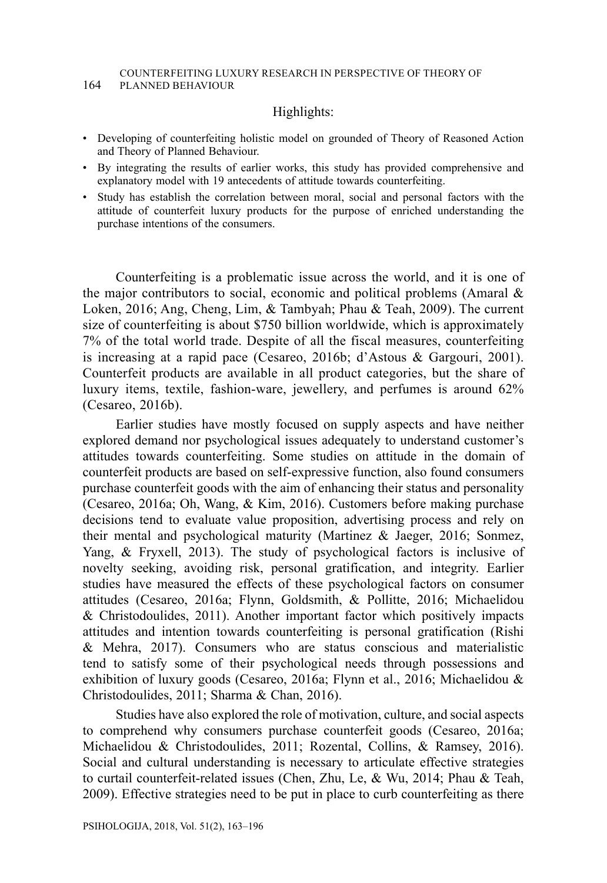Highlights:

- Developing of counterfeiting holistic model on grounded of Theory of Reasoned Action and Theory of Planned Behaviour.
- By integrating the results of earlier works, this study has provided comprehensive and explanatory model with 19 antecedents of attitude towards counterfeiting.
- Study has establish the correlation between moral, social and personal factors with the attitude of counterfeit luxury products for the purpose of enriched understanding the purchase intentions of the consumers.

Counterfeiting is a problematic issue across the world, and it is one of the major contributors to social, economic and political problems (Amaral & Loken, 2016; Ang, Cheng, Lim, & Tambyah; Phau & Teah, 2009). The current size of counterfeiting is about $750 billion worldwide, which is approximately 7% of the total world trade. Despite of all the fiscal measures, counterfeiting is increasing at a rapid pace (Cesareo, 2016b; d'Astous & Gargouri, 2001). Counterfeit products are available in all product categories, but the share of luxury items, textile, fashion-ware, jewellery, and perfumes is around 62% (Cesareo, 2016b).

Earlier studies have mostly focused on supply aspects and have neither explored demand nor psychological issues adequately to understand customer's attitudes towards counterfeiting. Some studies on attitude in the domain of counterfeit products are based on self-expressive function, also found consumers purchase counterfeit goods with the aim of enhancing their status and personality (Cesareo, 2016a; Oh, Wang, & Kim, 2016). Customers before making purchase decisions tend to evaluate value proposition, advertising process and rely on their mental and psychological maturity (Martinez & Jaeger, 2016; Sonmez, Yang, & Fryxell, 2013). The study of psychological factors is inclusive of novelty seeking, avoiding risk, personal gratification, and integrity. Earlier studies have measured the effects of these psychological factors on consumer attitudes (Cesareo, 2016a; Flynn, Goldsmith, & Pollitte, 2016; Michaelidou & Christodoulides, 2011). Another important factor which positively impacts attitudes and intention towards counterfeiting is personal gratification (Rishi & Mehra, 2017). Consumers who are status conscious and materialistic tend to satisfy some of their psychological needs through possessions and exhibition of luxury goods (Cesareo, 2016a; Flynn et al., 2016; Michaelidou & Christodoulides, 2011; Sharma & Chan, 2016).

Studies have also explored the role of motivation, culture, and social aspects to comprehend why consumers purchase counterfeit goods (Cesareo, 2016a; Michaelidou & Christodoulides, 2011; Rozental, Collins, & Ramsey, 2016). Social and cultural understanding is necessary to articulate effective strategies to curtail counterfeit-related issues (Chen, Zhu, Le, & Wu, 2014; Phau & Teah, 2009). Effective strategies need to be put in place to curb counterfeiting as there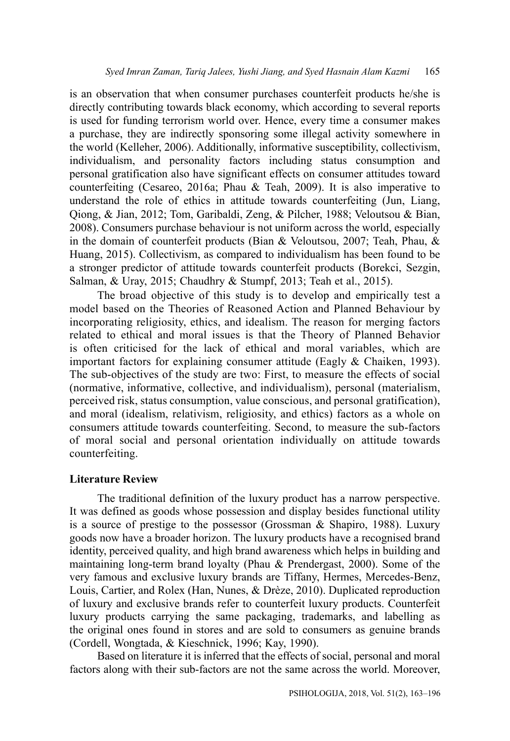is an observation that when consumer purchases counterfeit products he/she is directly contributing towards black economy, which according to several reports is used for funding terrorism world over. Hence, every time a consumer makes a purchase, they are indirectly sponsoring some illegal activity somewhere in the world (Kelleher, 2006). Additionally, informative susceptibility, collectivism, individualism, and personality factors including status consumption and personal gratification also have significant effects on consumer attitudes toward counterfeiting (Cesareo, 2016a; Phau & Teah, 2009). It is also imperative to understand the role of ethics in attitude towards counterfeiting (Jun, Liang, Qiong, & Jian, 2012; Tom, Garibaldi, Zeng, & Pilcher, 1988; Veloutsou & Bian, 2008). Consumers purchase behaviour is not uniform across the world, especially in the domain of counterfeit products (Bian & Veloutsou, 2007; Teah, Phau, & Huang, 2015). Collectivism, as compared to individualism has been found to be a stronger predictor of attitude towards counterfeit products (Borekci, Sezgin, Salman, & Uray, 2015; Chaudhry & Stumpf, 2013; Teah et al., 2015).

The broad objective of this study is to develop and empirically test a model based on the Theories of Reasoned Action and Planned Behaviour by incorporating religiosity, ethics, and idealism. The reason for merging factors related to ethical and moral issues is that the Theory of Planned Behavior is often criticised for the lack of ethical and moral variables, which are important factors for explaining consumer attitude (Eagly & Chaiken, 1993). The sub-objectives of the study are two: First, to measure the effects of social (normative, informative, collective, and individualism), personal (materialism, perceived risk, status consumption, value conscious, and personal gratification), and moral (idealism, relativism, religiosity, and ethics) factors as a whole on consumers attitude towards counterfeiting. Second, to measure the sub-factors of moral social and personal orientation individually on attitude towards counterfeiting.

## Literature Review

The traditional definition of the luxury product has a narrow perspective. It was defined as goods whose possession and display besides functional utility is a source of prestige to the possessor (Grossman & Shapiro, 1988). Luxury goods now have a broader horizon. The luxury products have a recognised brand identity, perceived quality, and high brand awareness which helps in building and maintaining long-term brand loyalty (Phau & Prendergast, 2000). Some of the very famous and exclusive luxury brands are Tiffany, Hermes, Mercedes-Benz, Louis, Cartier, and Rolex (Han, Nunes, & Drèze, 2010). Duplicated reproduction of luxury and exclusive brands refer to counterfeit luxury products. Counterfeit luxury products carrying the same packaging, trademarks, and labelling as the original ones found in stores and are sold to consumers as genuine brands (Cordell, Wongtada, & Kieschnick, 1996; Kay, 1990).

Based on literature it is inferred that the effects of social, personal and moral factors along with their sub-factors are not the same across the world. Moreover,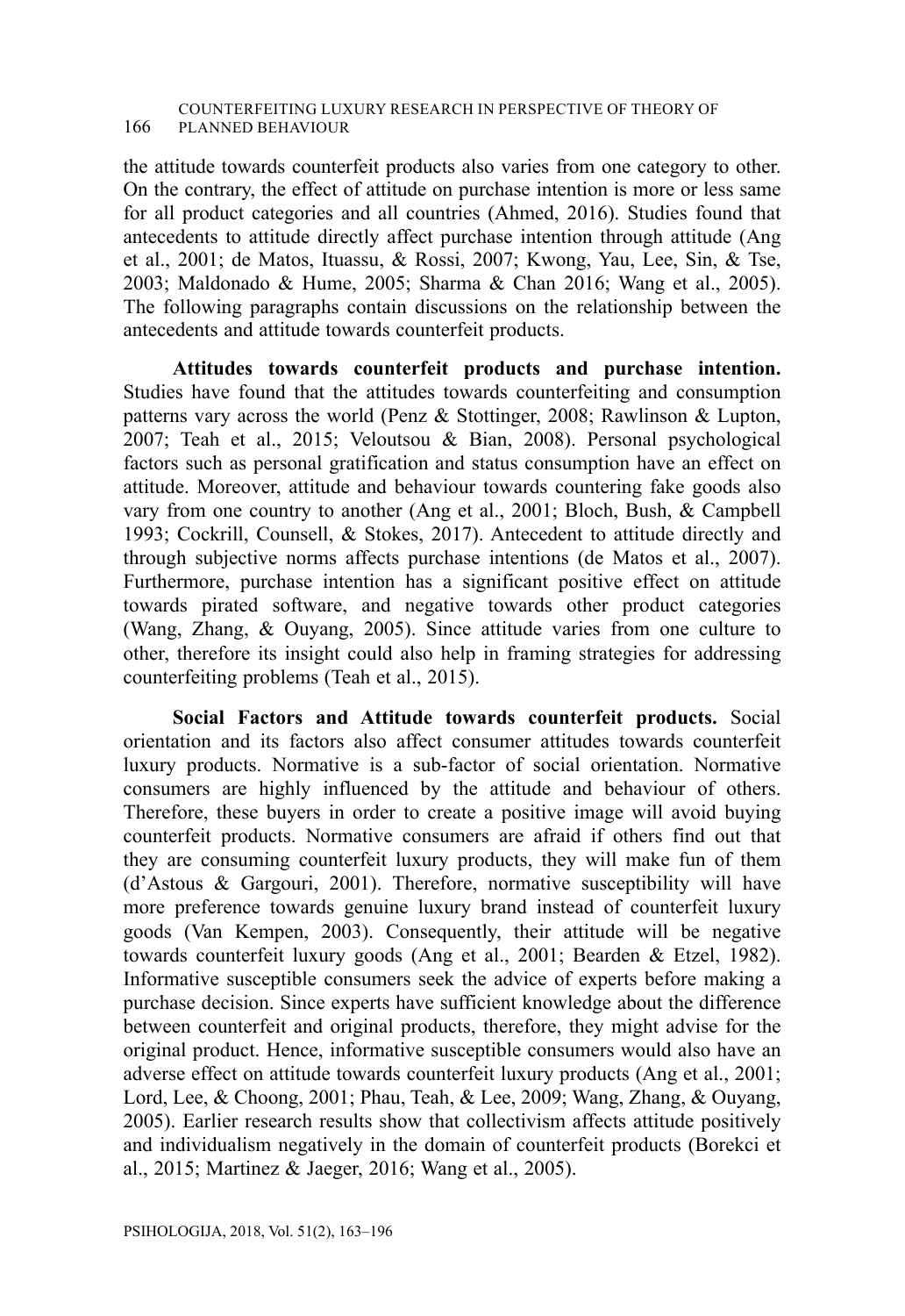the attitude towards counterfeit products also varies from one category to other. On the contrary, the effect of attitude on purchase intention is more or less same for all product categories and all countries (Ahmed, 2016). Studies found that antecedents to attitude directly affect purchase intention through attitude (Ang et al., 2001; de Matos, Ituassu, & Rossi, 2007; Kwong, Yau, Lee, Sin, & Tse, 2003; Maldonado & Hume, 2005; Sharma & Chan 2016; Wang et al., 2005). The following paragraphs contain discussions on the relationship between the antecedents and attitude towards counterfeit products.

**Attitudes towards counterfeit products and purchase intention.** Studies have found that the attitudes towards counterfeiting and consumption patterns vary across the world (Penz & Stottinger, 2008; Rawlinson & Lupton, 2007; Teah et al., 2015; Veloutsou & Bian, 2008). Personal psychological factors such as personal gratification and status consumption have an effect on attitude. Moreover, attitude and behaviour towards countering fake goods also vary from one country to another (Ang et al., 2001; Bloch, Bush, & Campbell 1993; Cockrill, Counsell, & Stokes, 2017). Antecedent to attitude directly and through subjective norms affects purchase intentions (de Matos et al., 2007). Furthermore, purchase intention has a significant positive effect on attitude towards pirated software, and negative towards other product categories (Wang, Zhang, & Ouyang, 2005). Since attitude varies from one culture to other, therefore its insight could also help in framing strategies for addressing counterfeiting problems (Teah et al., 2015).

**Social Factors and Attitude towards counterfeit products.** Social orientation and its factors also affect consumer attitudes towards counterfeit luxury products. Normative is a sub-factor of social orientation. Normative consumers are highly influenced by the attitude and behaviour of others. Therefore, these buyers in order to create a positive image will avoid buying counterfeit products. Normative consumers are afraid if others find out that they are consuming counterfeit luxury products, they will make fun of them (d'Astous & Gargouri, 2001). Therefore, normative susceptibility will have more preference towards genuine luxury brand instead of counterfeit luxury goods (Van Kempen, 2003). Consequently, their attitude will be negative towards counterfeit luxury goods (Ang et al., 2001; Bearden & Etzel, 1982). Informative susceptible consumers seek the advice of experts before making a purchase decision. Since experts have sufficient knowledge about the difference between counterfeit and original products, therefore, they might advise for the original product. Hence, informative susceptible consumers would also have an adverse effect on attitude towards counterfeit luxury products (Ang et al., 2001; Lord, Lee, & Choong, 2001; Phau, Teah, & Lee, 2009; Wang, Zhang, & Ouyang, 2005). Earlier research results show that collectivism affects attitude positively and individualism negatively in the domain of counterfeit products (Borekci et al., 2015; Martinez & Jaeger, 2016; Wang et al., 2005).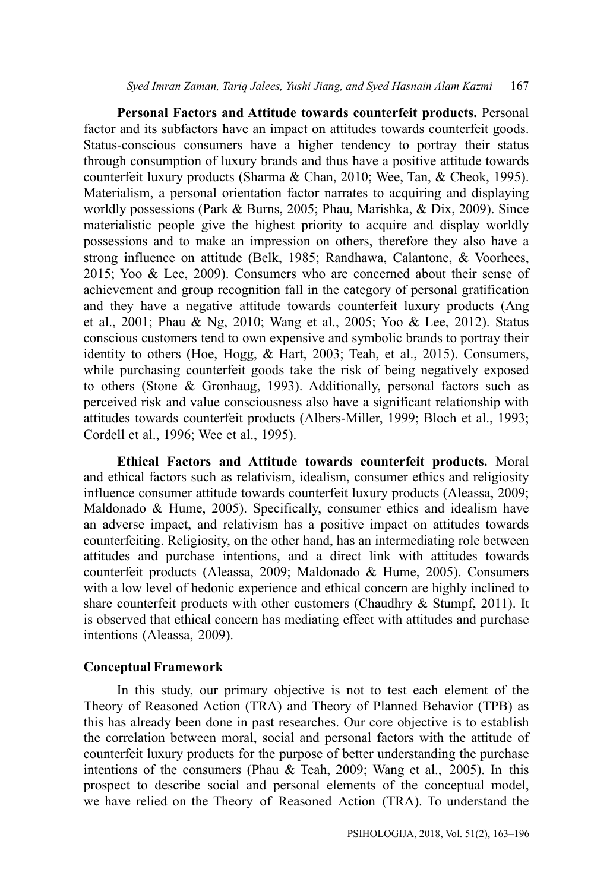**Personal Factors and Attitude towards counterfeit products.** Personal factor and its subfactors have an impact on attitudes towards counterfeit goods. Status-conscious consumers have a higher tendency to portray their status through consumption of luxury brands and thus have a positive attitude towards counterfeit luxury products (Sharma & Chan, 2010; Wee, Tan, & Cheok, 1995). Materialism, a personal orientation factor narrates to acquiring and displaying worldly possessions (Park & Burns, 2005; Phau, Marishka, & Dix, 2009). Since materialistic people give the highest priority to acquire and display worldly possessions and to make an impression on others, therefore they also have a strong influence on attitude (Belk, 1985; Randhawa, Calantone, & Voorhees, 2015; Yoo & Lee, 2009). Consumers who are concerned about their sense of achievement and group recognition fall in the category of personal gratification and they have a negative attitude towards counterfeit luxury products (Ang et al., 2001; Phau & Ng, 2010; Wang et al., 2005; Yoo & Lee, 2012). Status conscious customers tend to own expensive and symbolic brands to portray their identity to others (Hoe, Hogg, & Hart, 2003; Teah, et al., 2015). Consumers, while purchasing counterfeit goods take the risk of being negatively exposed to others (Stone & Gronhaug, 1993). Additionally, personal factors such as perceived risk and value consciousness also have a significant relationship with attitudes towards counterfeit products (Albers-Miller, 1999; Bloch et al., 1993; Cordell et al., 1996; Wee et al., 1995).

**Ethical Factors and Attitude towards counterfeit products.** Moral and ethical factors such as relativism, idealism, consumer ethics and religiosity influence consumer attitude towards counterfeit luxury products (Aleassa, 2009; Maldonado & Hume, 2005). Specifically, consumer ethics and idealism have an adverse impact, and relativism has a positive impact on attitudes towards counterfeiting. Religiosity, on the other hand, has an intermediating role between attitudes and purchase intentions, and a direct link with attitudes towards counterfeit products (Aleassa, 2009; Maldonado & Hume, 2005). Consumers with a low level of hedonic experience and ethical concern are highly inclined to share counterfeit products with other customers (Chaudhry & Stumpf, 2011). It is observed that ethical concern has mediating effect with attitudes and purchase intentions (Aleassa, 2009).

## Conceptual Framework

In this study, our primary objective is not to test each element of the Theory of Reasoned Action (TRA) and Theory of Planned Behavior (TPB) as this has already been done in past researches. Our core objective is to establish the correlation between moral, social and personal factors with the attitude of counterfeit luxury products for the purpose of better understanding the purchase intentions of the consumers (Phau & Teah, 2009; Wang et al., 2005). In this prospect to describe social and personal elements of the conceptual model, we have relied on the Theory of Reasoned Action (TRA). To understand the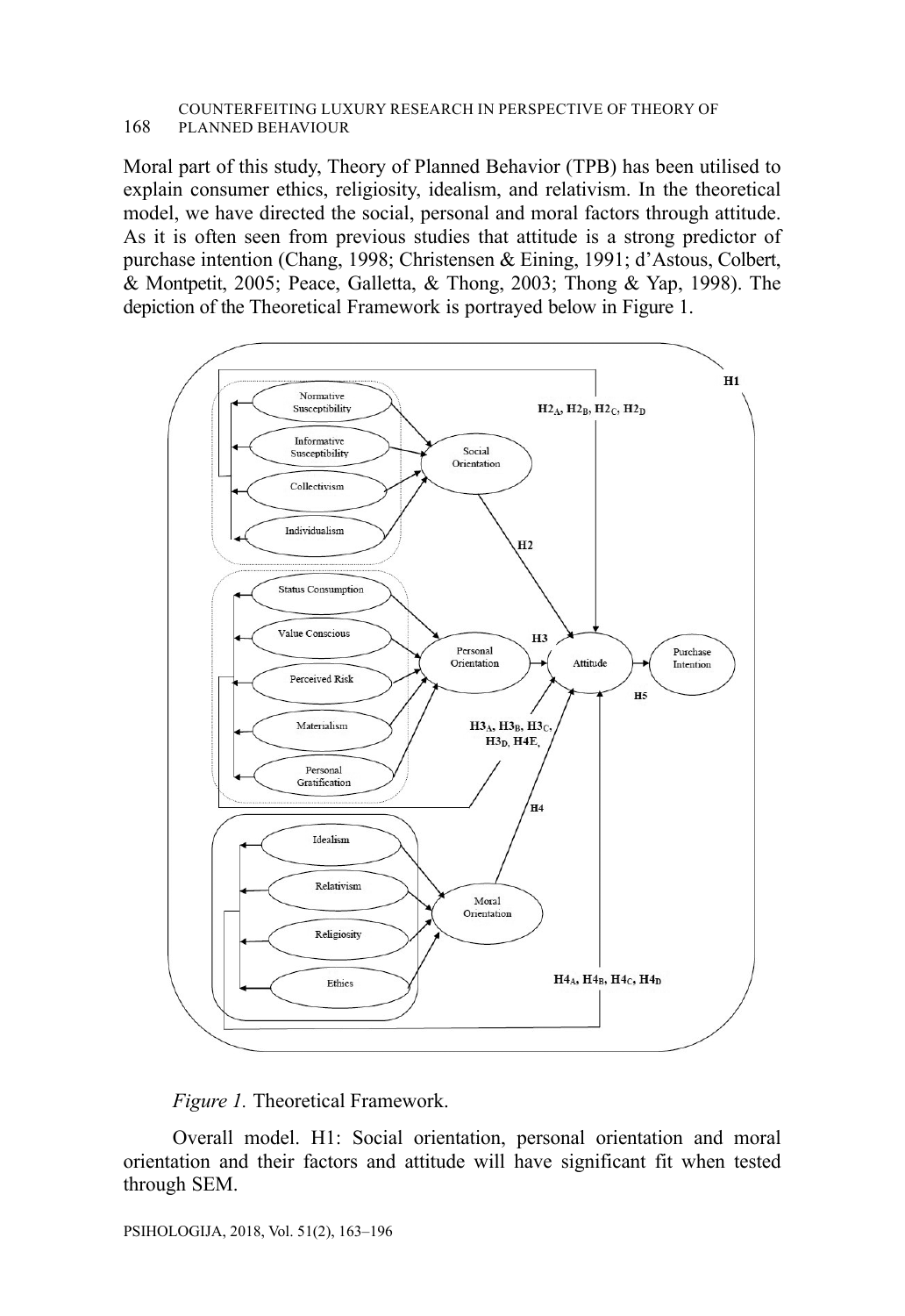Moral part of this study, Theory of Planned Behavior (TPB) has been utilised to explain consumer ethics, religiosity, idealism, and relativism. In the theoretical model, we have directed the social, personal and moral factors through attitude. As it is often seen from previous studies that attitude is a strong predictor of purchase intention (Chang, 1998; Christensen & Eining, 1991; d'Astous, Colbert, & Montpetit, 2005; Peace, Galletta, & Thong, 2003; Thong & Yap, 1998). The depiction of the Theoretical Framework is portrayed below in Figure 1.

*Figure 1.* Theoretical Framework.

Overall model. H1: Social orientation, personal orientation and moral orientation and their factors and attitude will have significant fit when tested through SEM.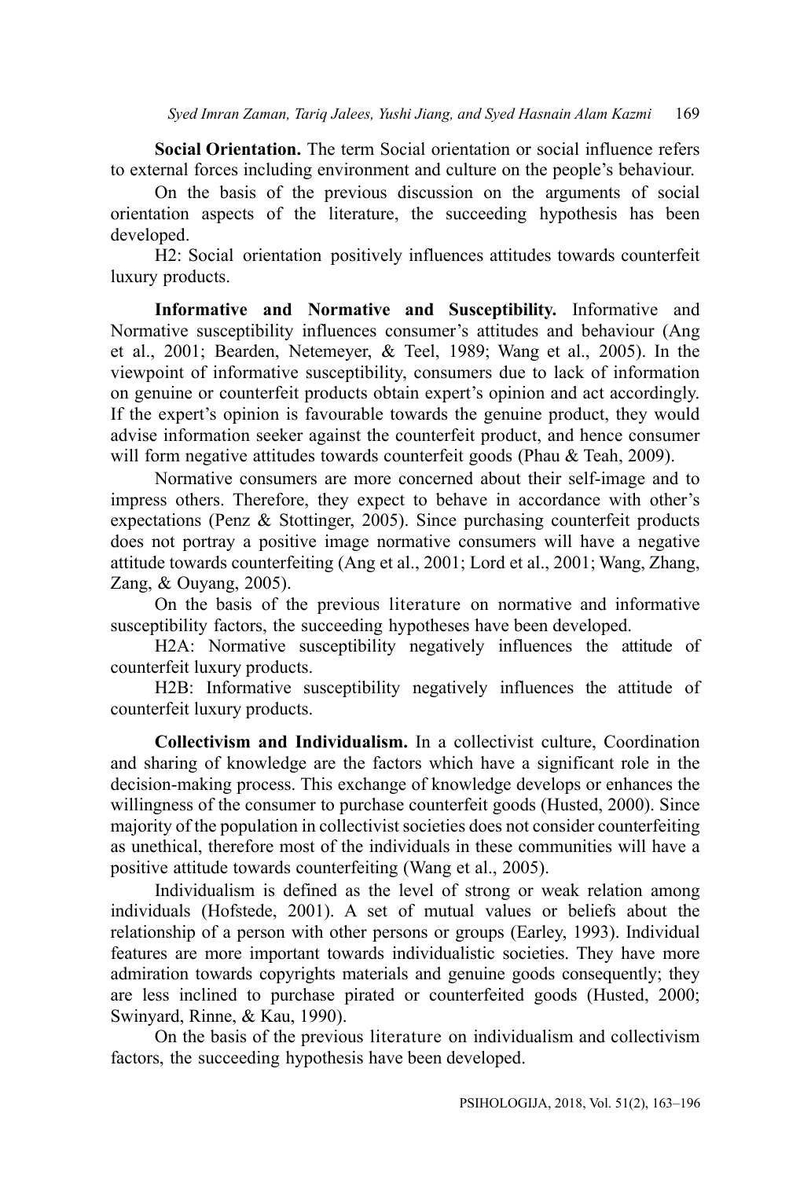**Social Orientation.** The term Social orientation or social influence refers to external forces including environment and culture on the people's behaviour.

On the basis of the previous discussion on the arguments of social orientation aspects of the literature, the succeeding hypothesis has been developed.

H2: Social orientation positively influences attitudes towards counterfeit luxury products.

**Informative and Normative and Susceptibility.** Informative and Normative susceptibility influences consumer's attitudes and behaviour (Ang et al., 2001; Bearden, Netemeyer, & Teel, 1989; Wang et al., 2005). In the viewpoint of informative susceptibility, consumers due to lack of information on genuine or counterfeit products obtain expert's opinion and act accordingly. If the expert's opinion is favourable towards the genuine product, they would advise information seeker against the counterfeit product, and hence consumer will form negative attitudes towards counterfeit goods (Phau & Teah, 2009).

Normative consumers are more concerned about their self-image and to impress others. Therefore, they expect to behave in accordance with other's expectations (Penz & Stottinger, 2005). Since purchasing counterfeit products does not portray a positive image normative consumers will have a negative attitude towards counterfeiting (Ang et al., 2001; Lord et al., 2001; Wang, Zhang, Zang, & Ouyang, 2005).

On the basis of the previous literature on normative and informative susceptibility factors, the succeeding hypotheses have been developed.

H2A: Normative susceptibility negatively influences the attitude of counterfeit luxury products.

H2B: Informative susceptibility negatively influences the attitude of counterfeit luxury products.

**Collectivism and Individualism.** In a collectivist culture, Coordination and sharing of knowledge are the factors which have a significant role in the decision-making process. This exchange of knowledge develops or enhances the willingness of the consumer to purchase counterfeit goods (Husted, 2000). Since majority of the population in collectivist societies does not consider counterfeiting as unethical, therefore most of the individuals in these communities will have a positive attitude towards counterfeiting (Wang et al., 2005).

Individualism is defined as the level of strong or weak relation among individuals (Hofstede, 2001). A set of mutual values or beliefs about the relationship of a person with other persons or groups (Earley, 1993). Individual features are more important towards individualistic societies. They have more admiration towards copyrights materials and genuine goods consequently; they are less inclined to purchase pirated or counterfeited goods (Husted, 2000; Swinyard, Rinne, & Kau, 1990).

On the basis of the previous literature on individualism and collectivism factors, the succeeding hypothesis have been developed.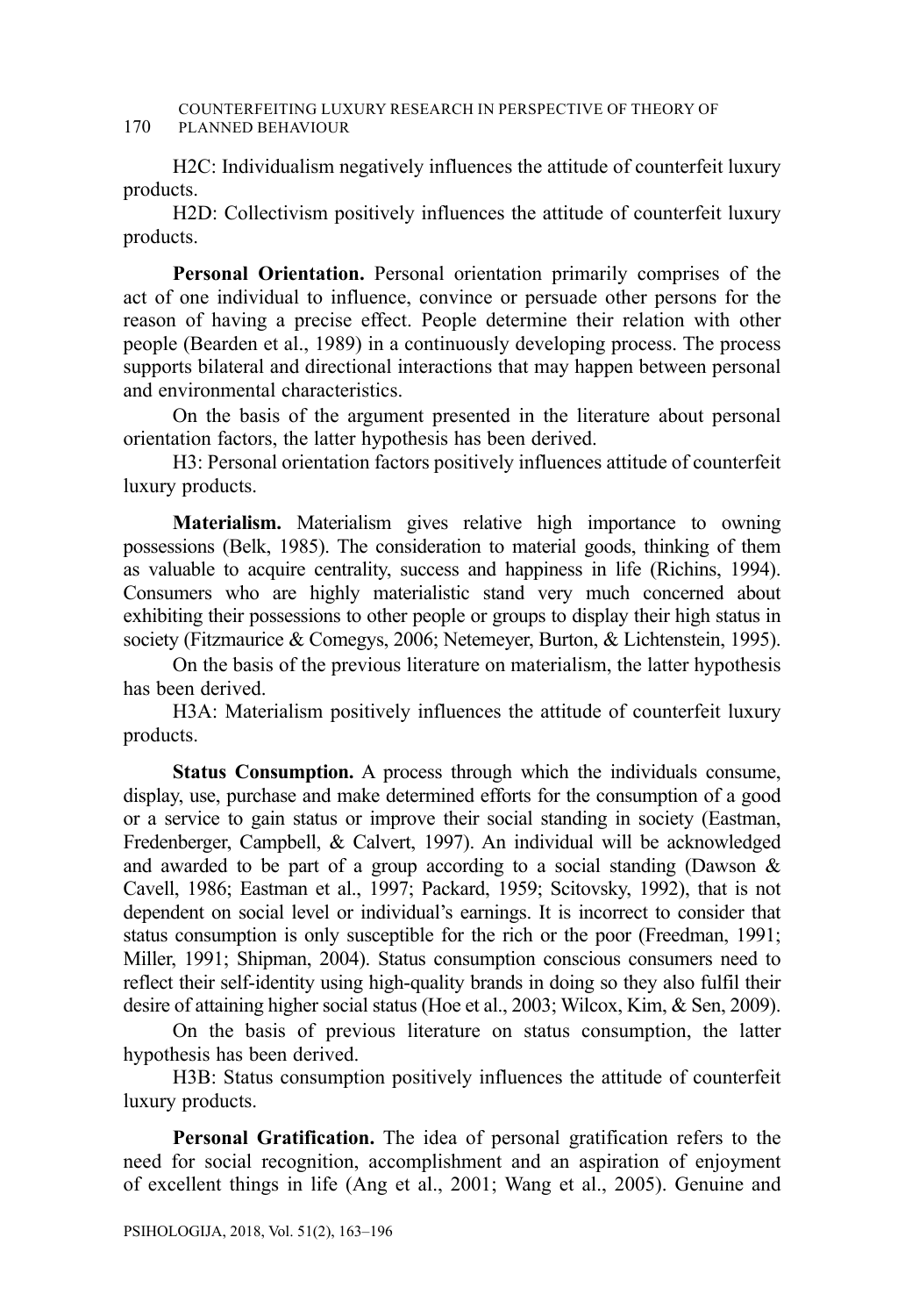H2C: Individualism negatively influences the attitude of counterfeit luxury products.

H2D: Collectivism positively influences the attitude of counterfeit luxury products.

**Personal Orientation.** Personal orientation primarily comprises of the act of one individual to influence, convince or persuade other persons for the reason of having a precise effect. People determine their relation with other people (Bearden et al., 1989) in a continuously developing process. The process supports bilateral and directional interactions that may happen between personal and environmental characteristics.

On the basis of the argument presented in the literature about personal orientation factors, the latter hypothesis has been derived.

H3: Personal orientation factors positively influences attitude of counterfeit luxury products.

**Materialism.** Materialism gives relative high importance to owning possessions (Belk, 1985). The consideration to material goods, thinking of them as valuable to acquire centrality, success and happiness in life (Richins, 1994). Consumers who are highly materialistic stand very much concerned about exhibiting their possessions to other people or groups to display their high status in society (Fitzmaurice & Comegys, 2006; Netemeyer, Burton, & Lichtenstein, 1995).

On the basis of the previous literature on materialism, the latter hypothesis has been derived.

H3A: Materialism positively influences the attitude of counterfeit luxury products.

**Status Consumption.** A process through which the individuals consume, display, use, purchase and make determined efforts for the consumption of a good or a service to gain status or improve their social standing in society (Eastman, Fredenberger, Campbell, & Calvert, 1997). An individual will be acknowledged and awarded to be part of a group according to a social standing (Dawson & Cavell, 1986; Eastman et al., 1997; Packard, 1959; Scitovsky, 1992), that is not dependent on social level or individual's earnings. It is incorrect to consider that status consumption is only susceptible for the rich or the poor (Freedman, 1991; Miller, 1991; Shipman, 2004). Status consumption conscious consumers need to reflect their self-identity using high-quality brands in doing so they also fulfil their desire of attaining higher social status (Hoe et al., 2003; Wilcox, Kim, & Sen, 2009).

On the basis of previous literature on status consumption, the latter hypothesis has been derived.

H3B: Status consumption positively influences the attitude of counterfeit luxury products.

**Personal Gratification.** The idea of personal gratification refers to the need for social recognition, accomplishment and an aspiration of enjoyment of excellent things in life (Ang et al., 2001; Wang et al., 2005). Genuine and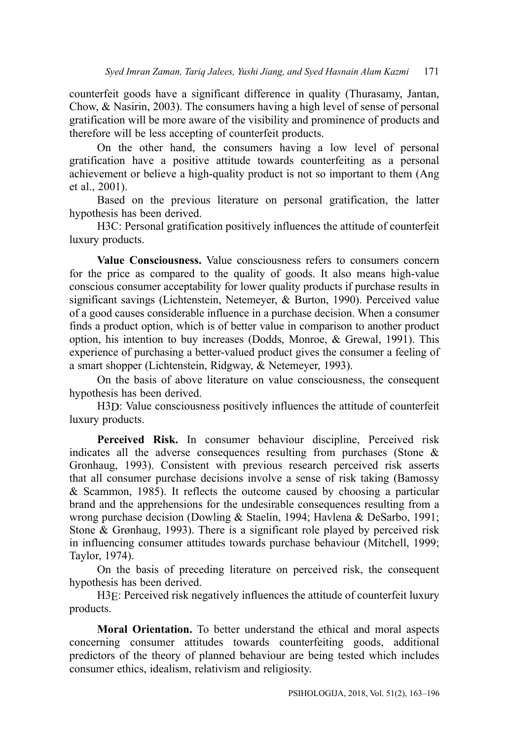counterfeit goods have a significant difference in quality (Thurasamy, Jantan, Chow, & Nasirin, 2003). The consumers having a high level of sense of personal gratification will be more aware of the visibility and prominence of products and therefore will be less accepting of counterfeit products.

On the other hand, the consumers having a low level of personal gratification have a positive attitude towards counterfeiting as a personal achievement or believe a high-quality product is not so important to them (Ang et al., 2001).

Based on the previous literature on personal gratification, the latter hypothesis has been derived.

H3C: Personal gratification positively influences the attitude of counterfeit luxury products.

**Value Consciousness.** Value consciousness refers to consumers concern for the price as compared to the quality of goods. It also means high-value conscious consumer acceptability for lower quality products if purchase results in significant savings (Lichtenstein, Netemeyer, & Burton, 1990). Perceived value of a good causes considerable influence in a purchase decision. When a consumer finds a product option, which is of better value in comparison to another product option, his intention to buy increases (Dodds, Monroe, & Grewal, 1991). This experience of purchasing a better-valued product gives the consumer a feeling of a smart shopper (Lichtenstein, Ridgway, & Netemeyer, 1993).

On the basis of above literature on value consciousness, the consequent hypothesis has been derived.

H3D: Value consciousness positively influences the attitude of counterfeit luxury products.

**Perceived Risk.** In consumer behaviour discipline, Perceived risk indicates all the adverse consequences resulting from purchases (Stone & Gronhaug, 1993). Consistent with previous research perceived risk asserts that all consumer purchase decisions involve a sense of risk taking (Bamossy & Scammon, 1985). It reflects the outcome caused by choosing a particular brand and the apprehensions for the undesirable consequences resulting from a wrong purchase decision (Dowling & Staelin, 1994; Havlena & DeSarbo, 1991; Stone & Grønhaug, 1993). There is a significant role played by perceived risk in influencing consumer attitudes towards purchase behaviour (Mitchell, 1999; Taylor, 1974).

On the basis of preceding literature on perceived risk, the consequent hypothesis has been derived.

H3E: Perceived risk negatively influences the attitude of counterfeit luxury products.

**Moral Orientation.** To better understand the ethical and moral aspects concerning consumer attitudes towards counterfeiting goods, additional predictors of the theory of planned behaviour are being tested which includes consumer ethics, idealism, relativism and religiosity.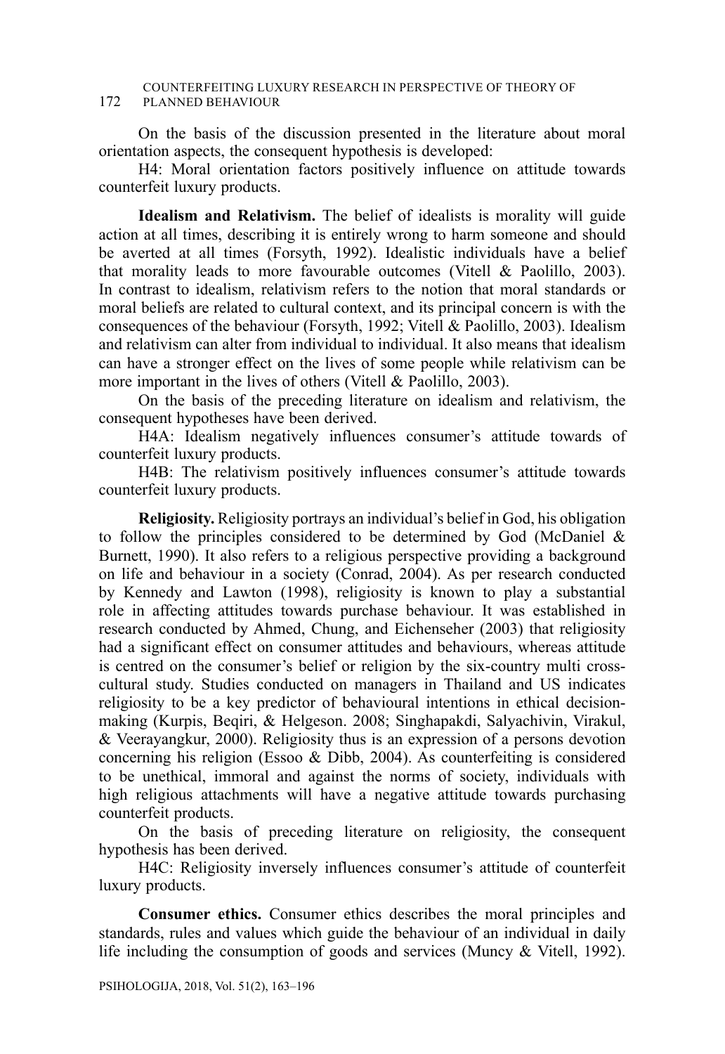On the basis of the discussion presented in the literature about moral orientation aspects, the consequent hypothesis is developed:

H4: Moral orientation factors positively influence on attitude towards counterfeit luxury products.

**Idealism and Relativism.** The belief of idealists is morality will guide action at all times, describing it is entirely wrong to harm someone and should be averted at all times (Forsyth, 1992). Idealistic individuals have a belief that morality leads to more favourable outcomes (Vitell & Paolillo, 2003). In contrast to idealism, relativism refers to the notion that moral standards or moral beliefs are related to cultural context, and its principal concern is with the consequences of the behaviour (Forsyth, 1992; Vitell & Paolillo, 2003). Idealism and relativism can alter from individual to individual. It also means that idealism can have a stronger effect on the lives of some people while relativism can be more important in the lives of others (Vitell & Paolillo, 2003).

On the basis of the preceding literature on idealism and relativism, the consequent hypotheses have been derived.

H4A: Idealism negatively influences consumer's attitude towards of counterfeit luxury products.

H4B: The relativism positively influences consumer's attitude towards counterfeit luxury products.

**Religiosity.** Religiosity portrays an individual's belief in God, his obligation to follow the principles considered to be determined by God (McDaniel & Burnett, 1990). It also refers to a religious perspective providing a background on life and behaviour in a society (Conrad, 2004). As per research conducted by Kennedy and Lawton (1998), religiosity is known to play a substantial role in affecting attitudes towards purchase behaviour. It was established in research conducted by Ahmed, Chung, and Eichenseher (2003) that religiosity had a significant effect on consumer attitudes and behaviours, whereas attitude is centred on the consumer's belief or religion by the six-country multi cross-cultural study. Studies conducted on managers in Thailand and US indicates religiosity to be a key predictor of behavioural intentions in ethical decision-making (Kurpis, Beqiri, & Helgeson. 2008; Singhapakdi, Salyachivin, Virakul, & Veerayangkur, 2000). Religiosity thus is an expression of a persons devotion concerning his religion (Essoo & Dibb, 2004). As counterfeiting is considered to be unethical, immoral and against the norms of society, individuals with high religious attachments will have a negative attitude towards purchasing counterfeit products.

On the basis of preceding literature on religiosity, the consequent hypothesis has been derived.

H4C: Religiosity inversely influences consumer's attitude of counterfeit luxury products.

**Consumer ethics.** Consumer ethics describes the moral principles and standards, rules and values which guide the behaviour of an individual in daily life including the consumption of goods and services (Muncy & Vitell, 1992).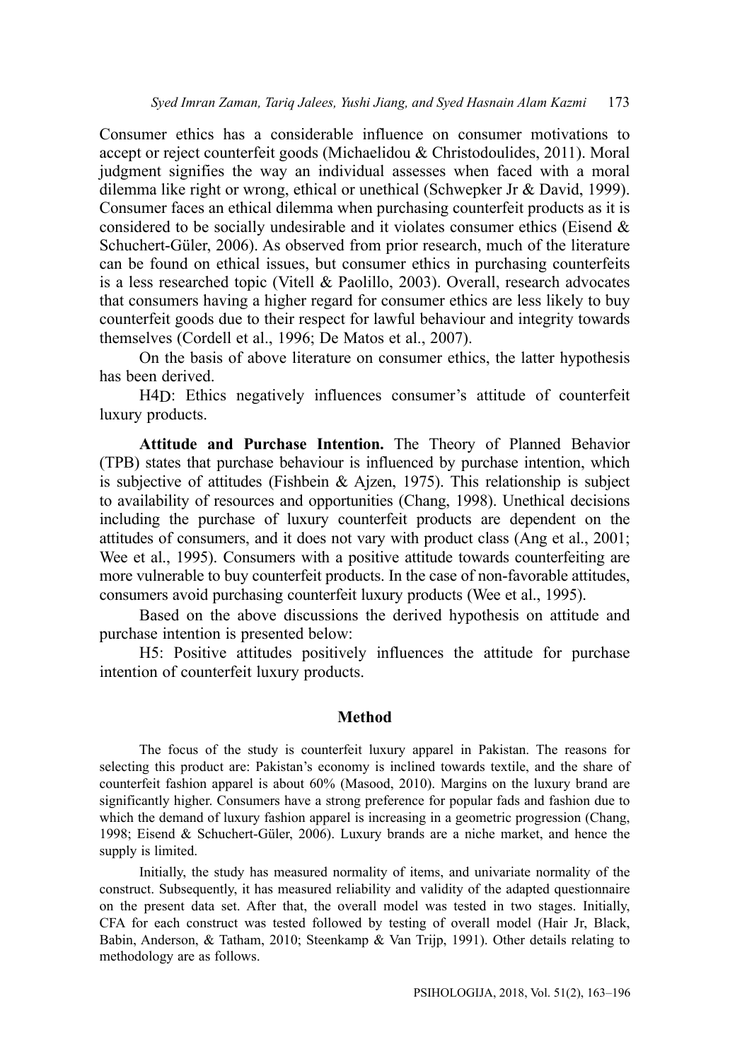Consumer ethics has a considerable influence on consumer motivations to accept or reject counterfeit goods (Michaelidou & Christodoulides, 2011). Moral judgment signifies the way an individual assesses when faced with a moral dilemma like right or wrong, ethical or unethical (Schwepker Jr & David, 1999). Consumer faces an ethical dilemma when purchasing counterfeit products as it is considered to be socially undesirable and it violates consumer ethics (Eisend & Schuchert-Güler, 2006). As observed from prior research, much of the literature can be found on ethical issues, but consumer ethics in purchasing counterfeits is a less researched topic (Vitell & Paolillo, 2003). Overall, research advocates that consumers having a higher regard for consumer ethics are less likely to buy counterfeit goods due to their respect for lawful behaviour and integrity towards themselves (Cordell et al., 1996; De Matos et al., 2007).

On the basis of above literature on consumer ethics, the latter hypothesis has been derived.

H4D: Ethics negatively influences consumer's attitude of counterfeit luxury products.

**Attitude and Purchase Intention.** The Theory of Planned Behavior (TPB) states that purchase behaviour is influenced by purchase intention, which is subjective of attitudes (Fishbein & Ajzen, 1975). This relationship is subject to availability of resources and opportunities (Chang, 1998). Unethical decisions including the purchase of luxury counterfeit products are dependent on the attitudes of consumers, and it does not vary with product class (Ang et al., 2001; Wee et al., 1995). Consumers with a positive attitude towards counterfeiting are more vulnerable to buy counterfeit products. In the case of non-favorable attitudes, consumers avoid purchasing counterfeit luxury products (Wee et al., 1995).

Based on the above discussions the derived hypothesis on attitude and purchase intention is presented below:

H5: Positive attitudes positively influences the attitude for purchase intention of counterfeit luxury products.

## Method

The focus of the study is counterfeit luxury apparel in Pakistan. The reasons for selecting this product are: Pakistan's economy is inclined towards textile, and the share of counterfeit fashion apparel is about 60% (Masood, 2010). Margins on the luxury brand are significantly higher. Consumers have a strong preference for popular fads and fashion due to which the demand of luxury fashion apparel is increasing in a geometric progression (Chang, 1998; Eisend & Schuchert-Güler, 2006). Luxury brands are a niche market, and hence the supply is limited.

Initially, the study has measured normality of items, and univariate normality of the construct. Subsequently, it has measured reliability and validity of the adapted questionnaire on the present data set. After that, the overall model was tested in two stages. Initially, CFA for each construct was tested followed by testing of overall model (Hair Jr, Black, Babin, Anderson, & Tatham, 2010; Steenkamp & Van Trijp, 1991). Other details relating to methodology are as follows.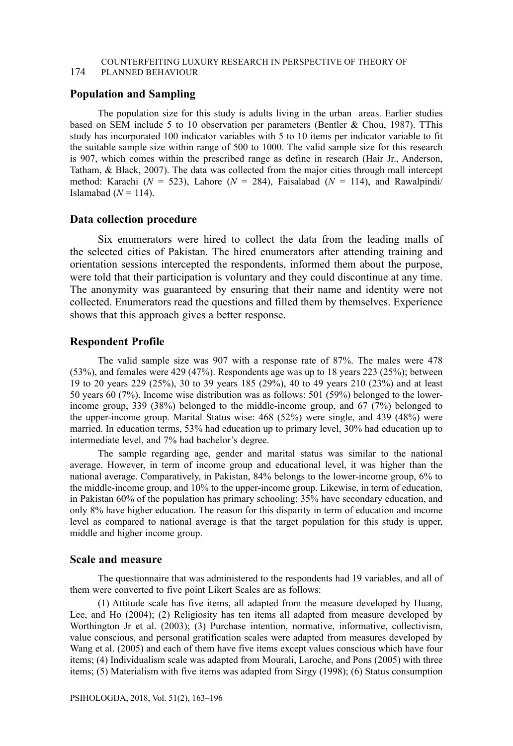## Population and Sampling

The population size for this study is adults living in the urban areas. Earlier studies based on SEM include 5 to 10 observation per parameters (Bentler & Chou, 1987). TThis study has incorporated 100 indicator variables with 5 to 10 items per indicator variable to fit the suitable sample size within range of 500 to 1000. The valid sample size for this research is 907, which comes within the prescribed range as define in research (Hair Jr., Anderson, Tatham, & Black, 2007). The data was collected from the major cities through mall intercept method: Karachi (*N* = 523), Lahore (*N* = 284), Faisalabad (*N* = 114), and Rawalpindi/ Islamabad (*N* = 114).

## Data collection procedure

Six enumerators were hired to collect the data from the leading malls of the selected cities of Pakistan. The hired enumerators after attending training and orientation sessions intercepted the respondents, informed them about the purpose, were told that their participation is voluntary and they could discontinue at any time. The anonymity was guaranteed by ensuring that their name and identity were not collected. Enumerators read the questions and filled them by themselves. Experience shows that this approach gives a better response.

## Respondent Profile

The valid sample size was 907 with a response rate of 87%. The males were 478 (53%), and females were 429 (47%). Respondents age was up to 18 years 223 (25%); between 19 to 20 years 229 (25%), 30 to 39 years 185 (29%), 40 to 49 years 210 (23%) and at least 50 years 60 (7%). Income wise distribution was as follows: 501 (59%) belonged to the lower-income group, 339 (38%) belonged to the middle-income group, and 67 (7%) belonged to the upper-income group. Marital Status wise: 468 (52%) were single, and 439 (48%) were married. In education terms, 53% had education up to primary level, 30% had education up to intermediate level, and 7% had bachelor's degree.

The sample regarding age, gender and marital status was similar to the national average. However, in term of income group and educational level, it was higher than the national average. Comparatively, in Pakistan, 84% belongs to the lower-income group, 6% to the middle-income group, and 10% to the upper-income group. Likewise, in term of education, in Pakistan 60% of the population has primary schooling; 35% have secondary education, and only 8% have higher education. The reason for this disparity in term of education and income level as compared to national average is that the target population for this study is upper, middle and higher income group.

## Scale and measure

The questionnaire that was administered to the respondents had 19 variables, and all of them were converted to five point Likert Scales are as follows:

(1) Attitude scale has five items, all adapted from the measure developed by Huang, Lee, and Ho (2004); (2) Religiosity has ten items all adapted from measure developed by Worthington Jr et al. (2003); (3) Purchase intention, normative, informative, collectivism, value conscious, and personal gratification scales were adapted from measures developed by Wang et al. (2005) and each of them have five items except values conscious which have four items; (4) Individualism scale was adapted from Mourali, Laroche, and Pons (2005) with three items; (5) Materialism with five items was adapted from Sirgy (1998); (6) Status consumption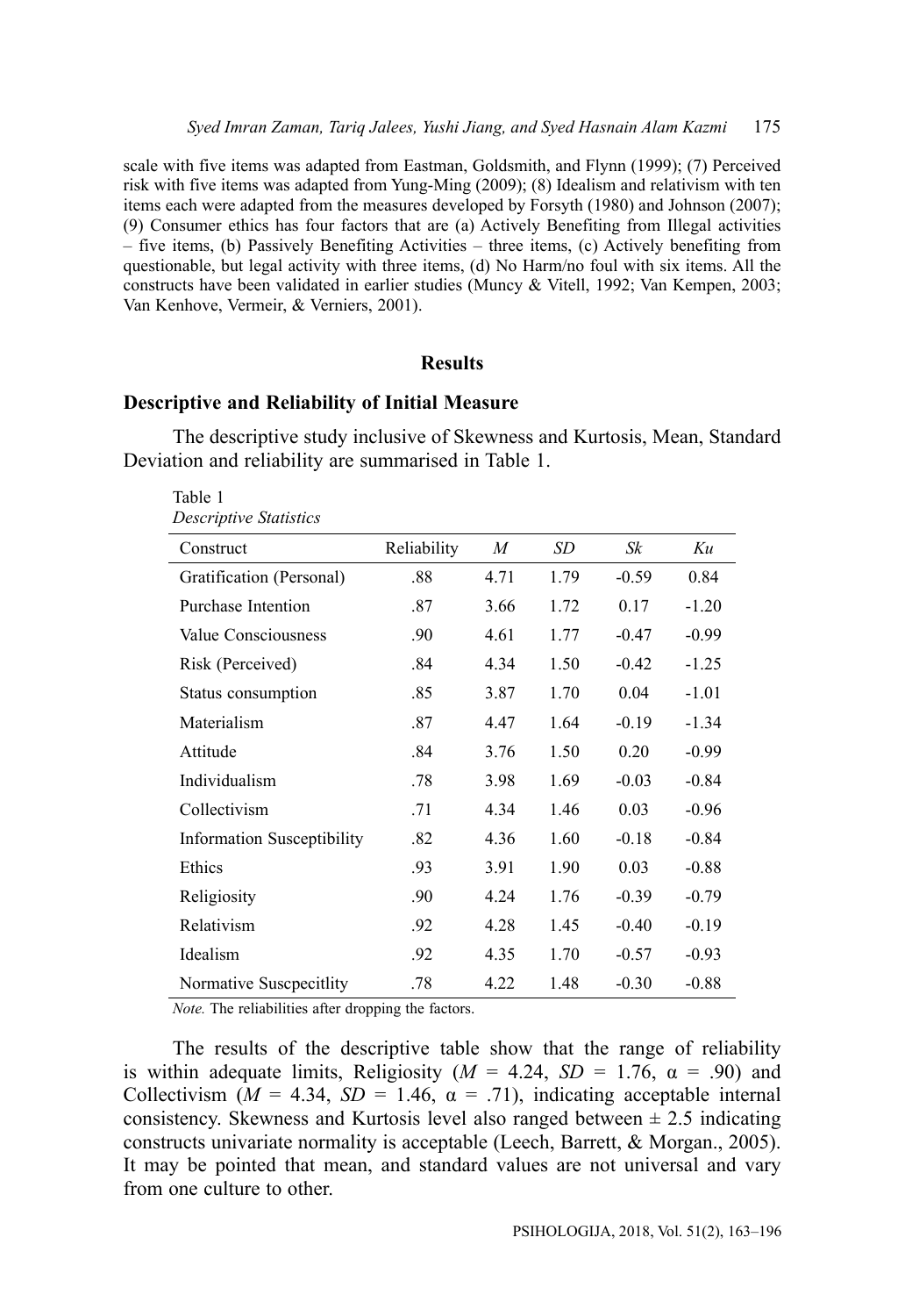scale with five items was adapted from Eastman, Goldsmith, and Flynn (1999); (7) Perceived risk with five items was adapted from Yung-Ming (2009); (8) Idealism and relativism with ten items each were adapted from the measures developed by Forsyth (1980) and Johnson (2007); (9) Consumer ethics has four factors that are (a) Actively Benefiting from Illegal activities – five items, (b) Passively Benefiting Activities – three items, (c) Actively benefiting from questionable, but legal activity with three items, (d) No Harm/no foul with six items. All the constructs have been validated in earlier studies (Muncy & Vitell, 1992; Van Kempen, 2003; Van Kenhove, Vermeir, & Verniers, 2001).

## Results

### Descriptive and Reliability of Initial Measure

The descriptive study inclusive of Skewness and Kurtosis, Mean, Standard Deviation and reliability are summarised in Table 1.

Table 1
*Descriptive Statistics*

| Construct | Reliability | *M* | *SD* | *Sk* | *Ku* |
|---|---|---|---|---|---|
| Gratification (Personal) | .88 | 4.71 | 1.79 | -0.59 | 0.84 |
| Purchase Intention | .87 | 3.66 | 1.72 | 0.17 | -1.20 |
| Value Consciousness | .90 | 4.61 | 1.77 | -0.47 | -0.99 |
| Risk (Perceived) | .84 | 4.34 | 1.50 | -0.42 | -1.25 |
| Status consumption | .85 | 3.87 | 1.70 | 0.04 | -1.01 |
| Materialism | .87 | 4.47 | 1.64 | -0.19 | -1.34 |
| Attitude | .84 | 3.76 | 1.50 | 0.20 | -0.99 |
| Individualism | .78 | 3.98 | 1.69 | -0.03 | -0.84 |
| Collectivism | .71 | 4.34 | 1.46 | 0.03 | -0.96 |
| Information Susceptibility | .82 | 4.36 | 1.60 | -0.18 | -0.84 |
| Ethics | .93 | 3.91 | 1.90 | 0.03 | -0.88 |
| Religiosity | .90 | 4.24 | 1.76 | -0.39 | -0.79 |
| Relativism | .92 | 4.28 | 1.45 | -0.40 | -0.19 |
| Idealism | .92 | 4.35 | 1.70 | -0.57 | -0.93 |
| Normative Suscpecitlity | .78 | 4.22 | 1.48 | -0.30 | -0.88 |

*Note.* The reliabilities after dropping the factors.

The results of the descriptive table show that the range of reliability is within adequate limits, Religiosity ($M$ = 4.24, $SD$ = 1.76, $\alpha$ = .90) and Collectivism ($M$ = 4.34, $SD$ = 1.46, $\alpha$ = .71), indicating acceptable internal consistency. Skewness and Kurtosis level also ranged between ± 2.5 indicating constructs univariate normality is acceptable (Leech, Barrett, & Morgan., 2005). It may be pointed that mean, and standard values are not universal and vary from one culture to other.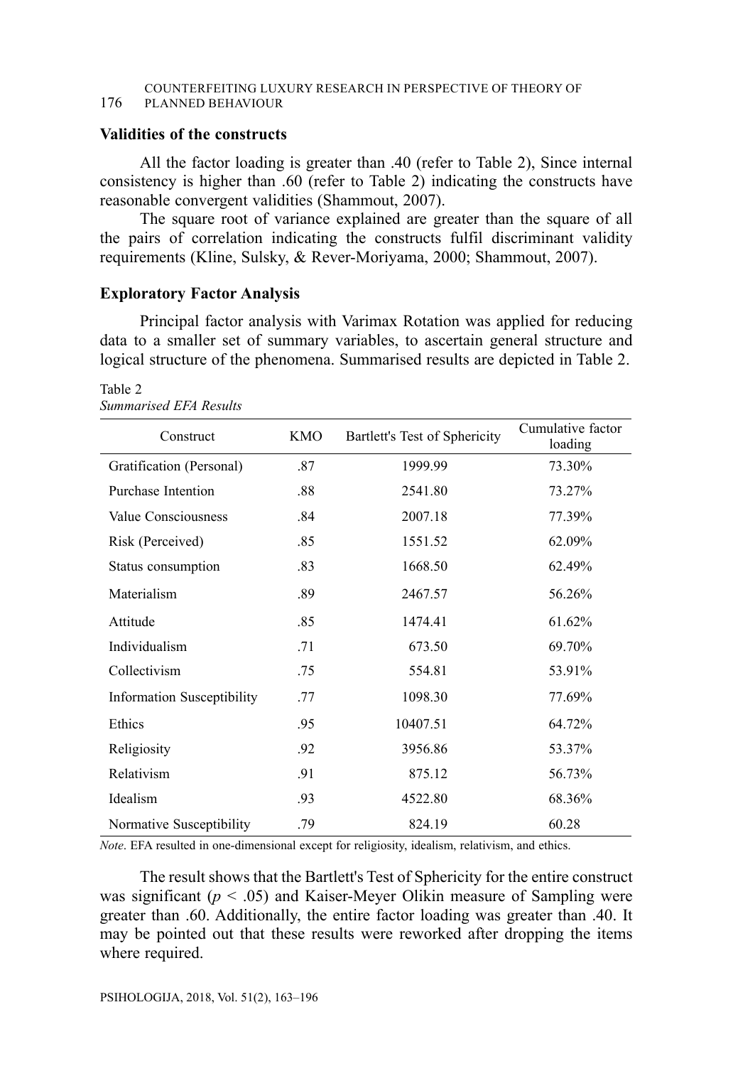### Validities of the constructs

All the factor loading is greater than .40 (refer to Table 2), Since internal consistency is higher than .60 (refer to Table 2) indicating the constructs have reasonable convergent validities (Shammout, 2007).

The square root of variance explained are greater than the square of all the pairs of correlation indicating the constructs fulfil discriminant validity requirements (Kline, Sulsky, & Rever-Moriyama, 2000; Shammout, 2007).

### Exploratory Factor Analysis

Principal factor analysis with Varimax Rotation was applied for reducing data to a smaller set of summary variables, to ascertain general structure and logical structure of the phenomena. Summarised results are depicted in Table 2.

Table 2
*Summarised EFA Results*

| Construct | KMO | Bartlett's Test of Sphericity | Cumulative factor loading |
|---|---|---|---|
| Gratification (Personal) | .87 | 1999.99 | 73.30% |
| Purchase Intention | .88 | 2541.80 | 73.27% |
| Value Consciousness | .84 | 2007.18 | 77.39% |
| Risk (Perceived) | .85 | 1551.52 | 62.09% |
| Status consumption | .83 | 1668.50 | 62.49% |
| Materialism | .89 | 2467.57 | 56.26% |
| Attitude | .85 | 1474.41 | 61.62% |
| Individualism | .71 | 673.50 | 69.70% |
| Collectivism | .75 | 554.81 | 53.91% |
| Information Susceptibility | .77 | 1098.30 | 77.69% |
| Ethics | .95 | 10407.51 | 64.72% |
| Religiosity | .92 | 3956.86 | 53.37% |
| Relativism | .91 | 875.12 | 56.73% |
| Idealism | .93 | 4522.80 | 68.36% |
| Normative Susceptibility | .79 | 824.19 | 60.28 |

*Note*. EFA resulted in one-dimensional except for religiosity, idealism, relativism, and ethics.

The result shows that the Bartlett's Test of Sphericity for the entire construct was significant ($p < .05$) and Kaiser-Meyer Olikin measure of Sampling were greater than .60. Additionally, the entire factor loading was greater than .40. It may be pointed out that these results were reworked after dropping the items where required.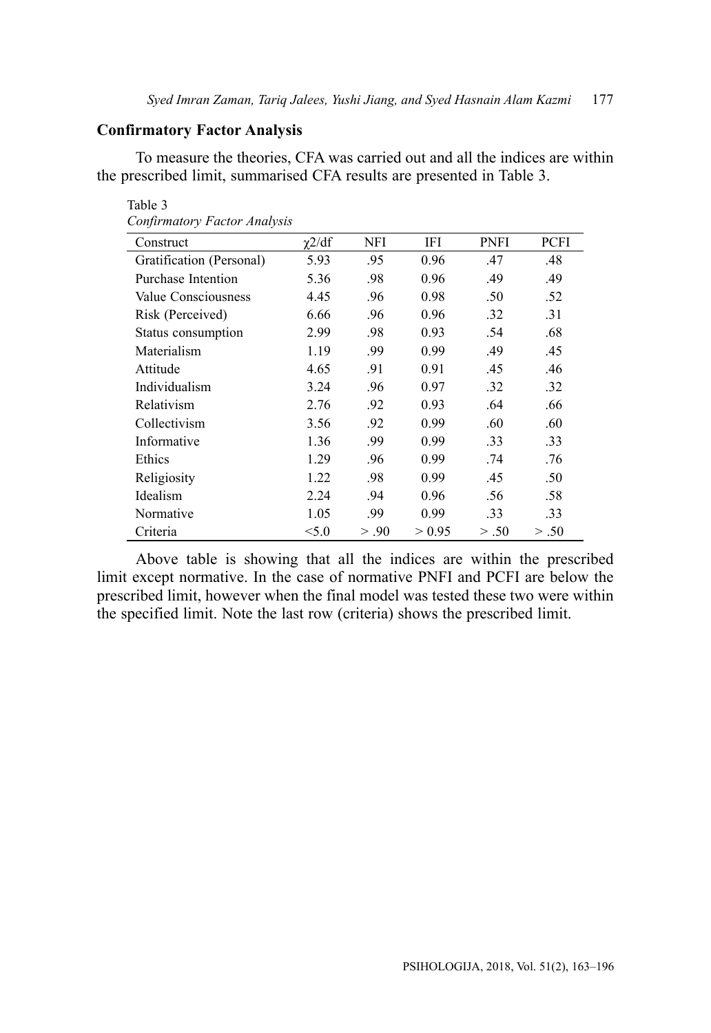## Confirmatory Factor Analysis

To measure the theories, CFA was carried out and all the indices are within the prescribed limit, summarised CFA results are presented in Table 3.

Table 3
*Confirmatory Factor Analysis*

| Construct | $\chi 2/df$ | NFI | IFI | PNFI | PCFI |
|---|---|---|---|---|---|
| Gratification (Personal) | 5.93 | .95 | 0.96 | .47 | .48 |
| Purchase Intention | 5.36 | .98 | 0.96 | .49 | .49 |
| Value Consciousness | 4.45 | .96 | 0.98 | .50 | .52 |
| Risk (Perceived) | 6.66 | .96 | 0.96 | .32 | .31 |
| Status consumption | 2.99 | .98 | 0.93 | .54 | .68 |
| Materialism | 1.19 | .99 | 0.99 | .49 | .45 |
| Attitude | 4.65 | .91 | 0.91 | .45 | .46 |
| Individualism | 3.24 | .96 | 0.97 | .32 | .32 |
| Relativism | 2.76 | .92 | 0.93 | .64 | .66 |
| Collectivism | 3.56 | .92 | 0.99 | .60 | .60 |
| Informative | 1.36 | .99 | 0.99 | .33 | .33 |
| Ethics | 1.29 | .96 | 0.99 | .74 | .76 |
| Religiosity | 1.22 | .98 | 0.99 | .45 | .50 |
| Idealism | 2.24 | .94 | 0.96 | .56 | .58 |
| Normative | 1.05 | .99 | 0.99 | .33 | .33 |
| Criteria | <5.0 | > .90 | > 0.95 | > .50 | > .50 |

Above table is showing that all the indices are within the prescribed limit except normative. In the case of normative PNFI and PCFI are below the prescribed limit, however when the final model was tested these two were within the specified limit. Note the last row (criteria) shows the prescribed limit.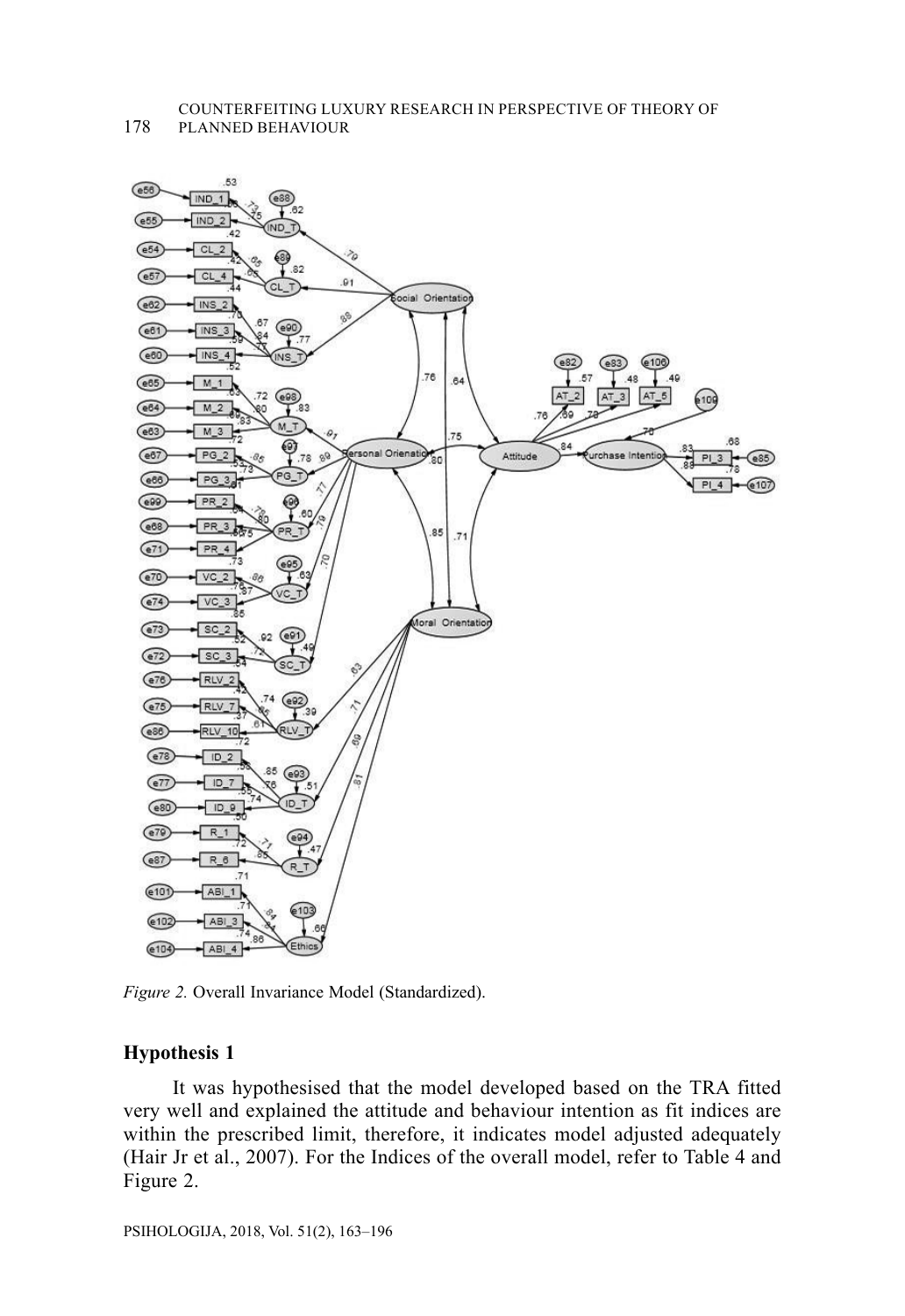Figure 2. Overall Invariance Model (Standardized).

### Hypothesis 1

It was hypothesised that the model developed based on the TRA fitted very well and explained the attitude and behaviour intention as fit indices are within the prescribed limit, therefore, it indicates model adjusted adequately (Hair Jr et al., 2007). For the Indices of the overall model, refer to Table 4 and Figure 2.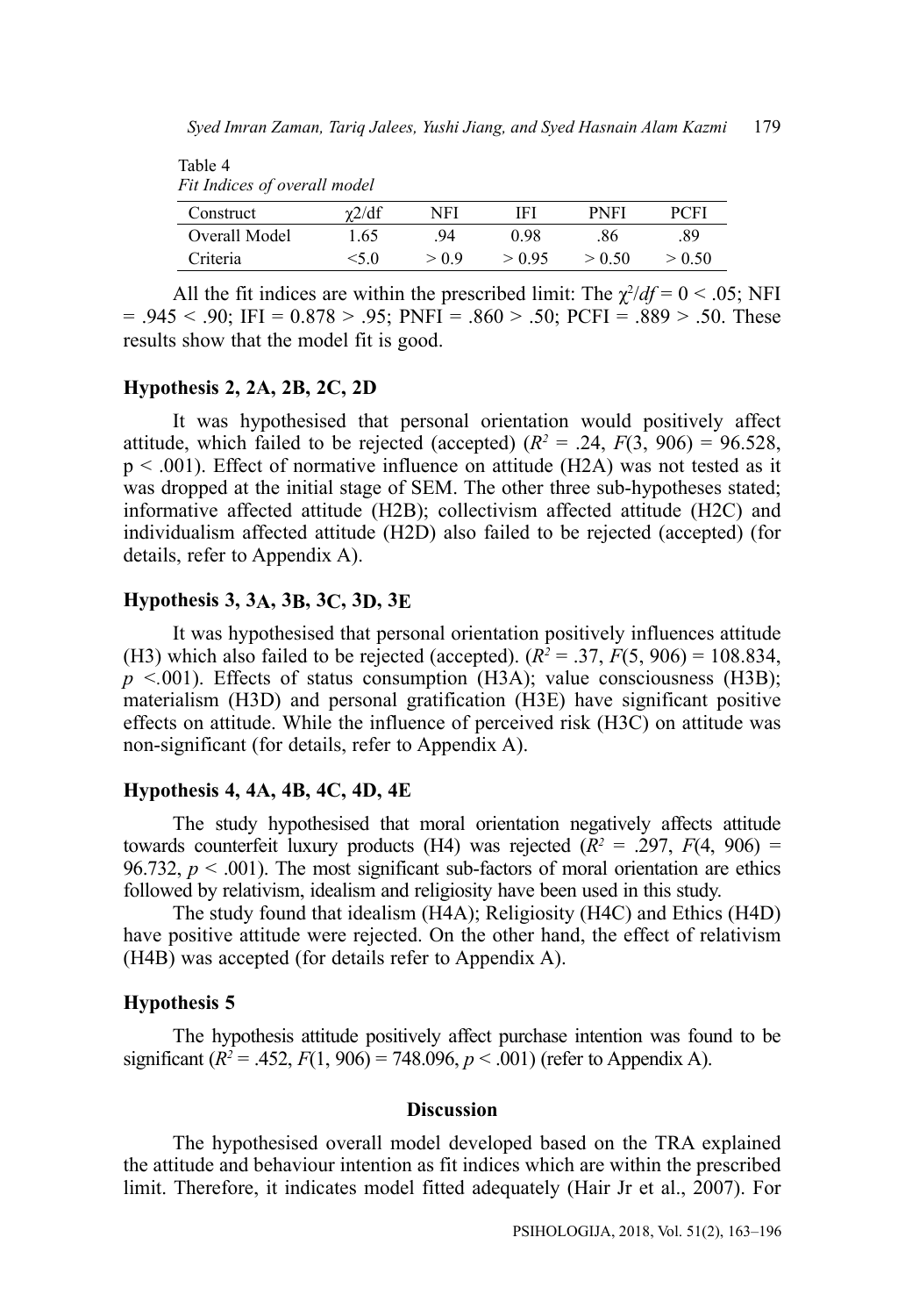Table 4
*Fit Indices of overall model*

| Construct | $\chi 2/df$ | NFI | IFI | PNFI | PCFI |
|---|---|---|---|---|---|
| Overall Model | 1.65 | .94 | 0.98 | .86 | .89 |
| Criteria | <5.0 | > 0.9 | > 0.95 | > 0.50 | > 0.50 |

All the fit indices are within the prescribed limit: The $\chi^2/df = 0 < .05$; NFI = .945 < .90; IFI = 0.878 > .95; PNFI = .860 > .50; PCFI = .889 > .50. These results show that the model fit is good.

### Hypothesis 2, 2A, 2B, 2C, 2D

It was hypothesised that personal orientation would positively affect attitude, which failed to be rejected (accepted) ($R^2 = .24$, $F(3, 906) = 96.528$, $p < .001$). Effect of normative influence on attitude (H2A) was not tested as it was dropped at the initial stage of SEM. The other three sub-hypotheses stated; informative affected attitude (H2B); collectivism affected attitude (H2C) and individualism affected attitude (H2D) also failed to be rejected (accepted) (for details, refer to Appendix A).

### Hypothesis 3, 3A, 3B, 3C, 3D, 3E

It was hypothesised that personal orientation positively influences attitude (H3) which also failed to be rejected (accepted). ($R^2 = .37$, $F(5, 906) = 108.834$, $p < .001$). Effects of status consumption (H3A); value consciousness (H3B); materialism (H3D) and personal gratification (H3E) have significant positive effects on attitude. While the influence of perceived risk (H3C) on attitude was non-significant (for details, refer to Appendix A).

### Hypothesis 4, 4A, 4B, 4C, 4D, 4E

The study hypothesised that moral orientation negatively affects attitude towards counterfeit luxury products (H4) was rejected ($R^2 = .297$, $F(4, 906) = 96.732$, $p < .001$). The most significant sub-factors of moral orientation are ethics followed by relativism, idealism and religiosity have been used in this study.

The study found that idealism (H4A); Religiosity (H4C) and Ethics (H4D) have positive attitude were rejected. On the other hand, the effect of relativism (H4B) was accepted (for details refer to Appendix A).

### Hypothesis 5

The hypothesis attitude positively affect purchase intention was found to be significant ($R^2 = .452$, $F(1, 906) = 748.096$, $p < .001$) (refer to Appendix A).

## Discussion

The hypothesised overall model developed based on the TRA explained the attitude and behaviour intention as fit indices which are within the prescribed limit. Therefore, it indicates model fitted adequately (Hair Jr et al., 2007). For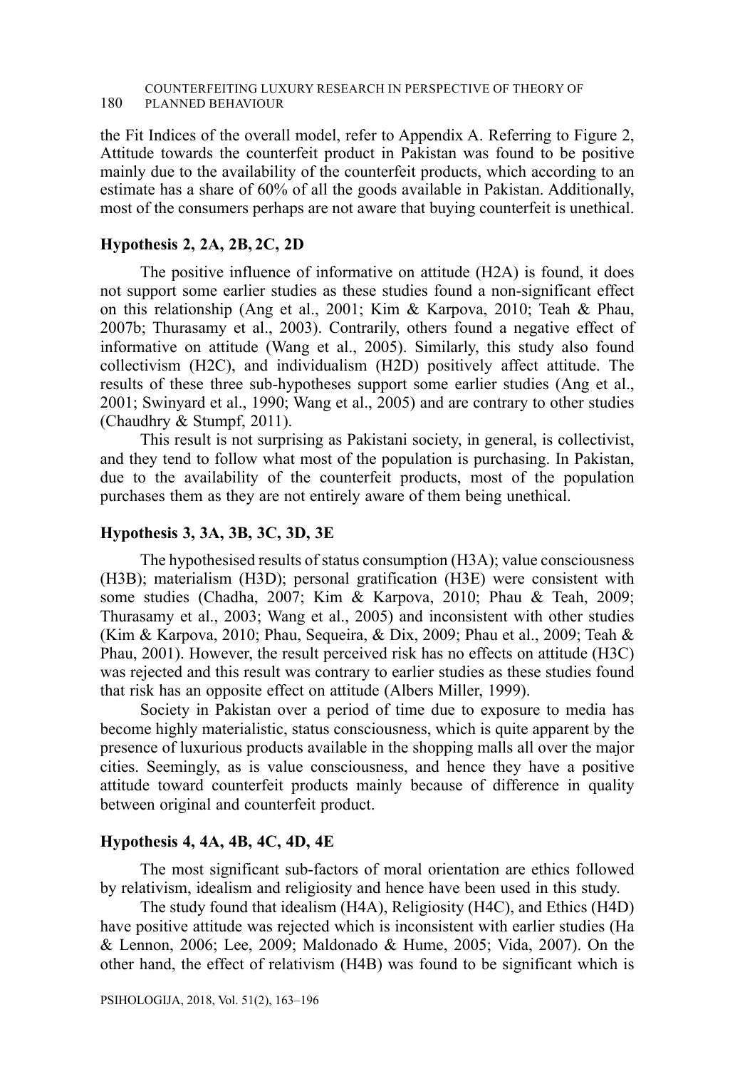the Fit Indices of the overall model, refer to Appendix A. Referring to Figure 2, Attitude towards the counterfeit product in Pakistan was found to be positive mainly due to the availability of the counterfeit products, which according to an estimate has a share of 60% of all the goods available in Pakistan. Additionally, most of the consumers perhaps are not aware that buying counterfeit is unethical.

### Hypothesis 2, 2A, 2B, 2C, 2D

The positive influence of informative on attitude (H2A) is found, it does not support some earlier studies as these studies found a non-significant effect on this relationship (Ang et al., 2001; Kim & Karpova, 2010; Teah & Phau, 2007b; Thurasamy et al., 2003). Contrarily, others found a negative effect of informative on attitude (Wang et al., 2005). Similarly, this study also found collectivism (H2C), and individualism (H2D) positively affect attitude. The results of these three sub-hypotheses support some earlier studies (Ang et al., 2001; Swinyard et al., 1990; Wang et al., 2005) and are contrary to other studies (Chaudhry & Stumpf, 2011).

This result is not surprising as Pakistani society, in general, is collectivist, and they tend to follow what most of the population is purchasing. In Pakistan, due to the availability of the counterfeit products, most of the population purchases them as they are not entirely aware of them being unethical.

### Hypothesis 3, 3A, 3B, 3C, 3D, 3E

The hypothesised results of status consumption (H3A); value consciousness (H3B); materialism (H3D); personal gratification (H3E) were consistent with some studies (Chadha, 2007; Kim & Karpova, 2010; Phau & Teah, 2009; Thurasamy et al., 2003; Wang et al., 2005) and inconsistent with other studies (Kim & Karpova, 2010; Phau, Sequeira, & Dix, 2009; Phau et al., 2009; Teah & Phau, 2001). However, the result perceived risk has no effects on attitude (H3C) was rejected and this result was contrary to earlier studies as these studies found that risk has an opposite effect on attitude (Albers Miller, 1999).

Society in Pakistan over a period of time due to exposure to media has become highly materialistic, status consciousness, which is quite apparent by the presence of luxurious products available in the shopping malls all over the major cities. Seemingly, as is value consciousness, and hence they have a positive attitude toward counterfeit products mainly because of difference in quality between original and counterfeit product.

### Hypothesis 4, 4A, 4B, 4C, 4D, 4E

The most significant sub-factors of moral orientation are ethics followed by relativism, idealism and religiosity and hence have been used in this study.

The study found that idealism (H4A), Religiosity (H4C), and Ethics (H4D) have positive attitude was rejected which is inconsistent with earlier studies (Ha & Lennon, 2006; Lee, 2009; Maldonado & Hume, 2005; Vida, 2007). On the other hand, the effect of relativism (H4B) was found to be significant which is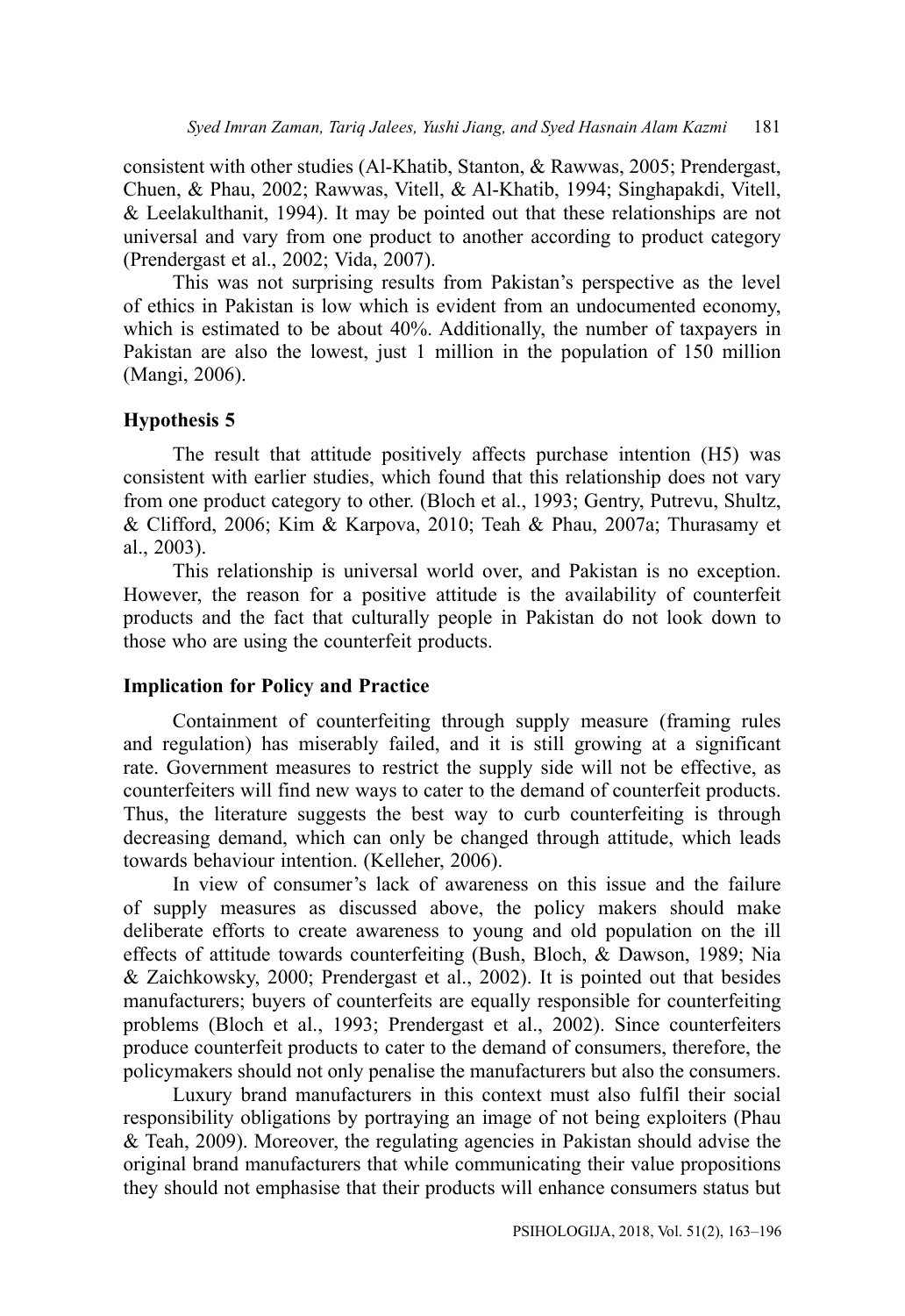consistent with other studies (Al-Khatib, Stanton, & Rawwas, 2005; Prendergast, Chuen, & Phau, 2002; Rawwas, Vitell, & Al-Khatib, 1994; Singhapakdi, Vitell, & Leelakulthanit, 1994). It may be pointed out that these relationships are not universal and vary from one product to another according to product category (Prendergast et al., 2002; Vida, 2007).

This was not surprising results from Pakistan's perspective as the level of ethics in Pakistan is low which is evident from an undocumented economy, which is estimated to be about 40%. Additionally, the number of taxpayers in Pakistan are also the lowest, just 1 million in the population of 150 million (Mangi, 2006).

### Hypothesis 5

The result that attitude positively affects purchase intention (H5) was consistent with earlier studies, which found that this relationship does not vary from one product category to other. (Bloch et al., 1993; Gentry, Putrevu, Shultz, & Clifford, 2006; Kim & Karpova, 2010; Teah & Phau, 2007a; Thurasamy et al., 2003).

This relationship is universal world over, and Pakistan is no exception. However, the reason for a positive attitude is the availability of counterfeit products and the fact that culturally people in Pakistan do not look down to those who are using the counterfeit products.

### Implication for Policy and Practice

Containment of counterfeiting through supply measure (framing rules and regulation) has miserably failed, and it is still growing at a significant rate. Government measures to restrict the supply side will not be effective, as counterfeiters will find new ways to cater to the demand of counterfeit products. Thus, the literature suggests the best way to curb counterfeiting is through decreasing demand, which can only be changed through attitude, which leads towards behaviour intention. (Kelleher, 2006).

In view of consumer's lack of awareness on this issue and the failure of supply measures as discussed above, the policy makers should make deliberate efforts to create awareness to young and old population on the ill effects of attitude towards counterfeiting (Bush, Bloch, & Dawson, 1989; Nia & Zaichkowsky, 2000; Prendergast et al., 2002). It is pointed out that besides manufacturers; buyers of counterfeits are equally responsible for counterfeiting problems (Bloch et al., 1993; Prendergast et al., 2002). Since counterfeiters produce counterfeit products to cater to the demand of consumers, therefore, the policymakers should not only penalise the manufacturers but also the consumers.

Luxury brand manufacturers in this context must also fulfil their social responsibility obligations by portraying an image of not being exploiters (Phau & Teah, 2009). Moreover, the regulating agencies in Pakistan should advise the original brand manufacturers that while communicating their value propositions they should not emphasise that their products will enhance consumers status but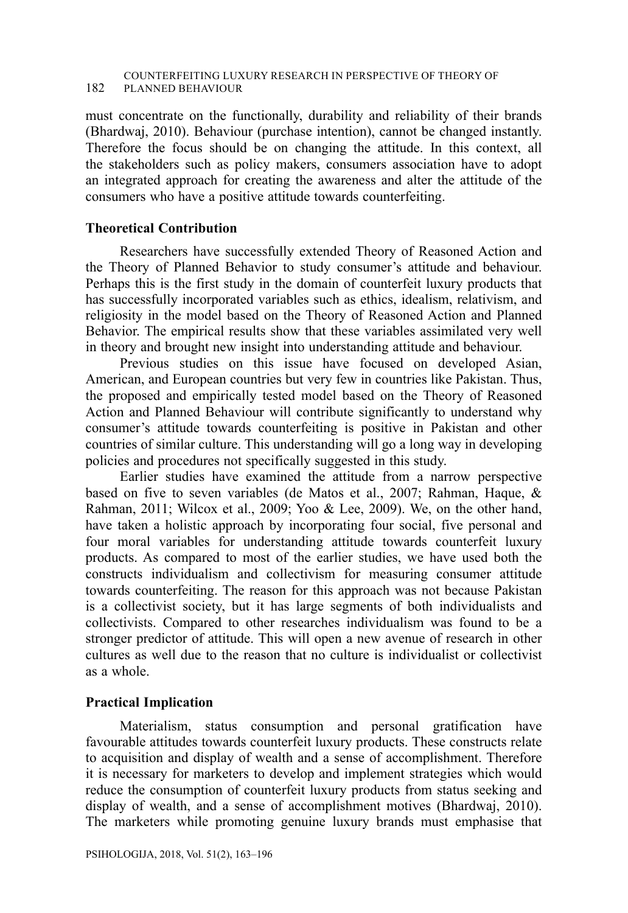must concentrate on the functionally, durability and reliability of their brands (Bhardwaj, 2010). Behaviour (purchase intention), cannot be changed instantly. Therefore the focus should be on changing the attitude. In this context, all the stakeholders such as policy makers, consumers association have to adopt an integrated approach for creating the awareness and alter the attitude of the consumers who have a positive attitude towards counterfeiting.

### Theoretical Contribution

Researchers have successfully extended Theory of Reasoned Action and the Theory of Planned Behavior to study consumer's attitude and behaviour. Perhaps this is the first study in the domain of counterfeit luxury products that has successfully incorporated variables such as ethics, idealism, relativism, and religiosity in the model based on the Theory of Reasoned Action and Planned Behavior. The empirical results show that these variables assimilated very well in theory and brought new insight into understanding attitude and behaviour.

Previous studies on this issue have focused on developed Asian, American, and European countries but very few in countries like Pakistan. Thus, the proposed and empirically tested model based on the Theory of Reasoned Action and Planned Behaviour will contribute significantly to understand why consumer's attitude towards counterfeiting is positive in Pakistan and other countries of similar culture. This understanding will go a long way in developing policies and procedures not specifically suggested in this study.

Earlier studies have examined the attitude from a narrow perspective based on five to seven variables (de Matos et al., 2007; Rahman, Haque, & Rahman, 2011; Wilcox et al., 2009; Yoo & Lee, 2009). We, on the other hand, have taken a holistic approach by incorporating four social, five personal and four moral variables for understanding attitude towards counterfeit luxury products. As compared to most of the earlier studies, we have used both the constructs individualism and collectivism for measuring consumer attitude towards counterfeiting. The reason for this approach was not because Pakistan is a collectivist society, but it has large segments of both individualists and collectivists. Compared to other researches individualism was found to be a stronger predictor of attitude. This will open a new avenue of research in other cultures as well due to the reason that no culture is individualist or collectivist as a whole.

### Practical Implication

Materialism, status consumption and personal gratification have favourable attitudes towards counterfeit luxury products. These constructs relate to acquisition and display of wealth and a sense of accomplishment. Therefore it is necessary for marketers to develop and implement strategies which would reduce the consumption of counterfeit luxury products from status seeking and display of wealth, and a sense of accomplishment motives (Bhardwaj, 2010). The marketers while promoting genuine luxury brands must emphasise that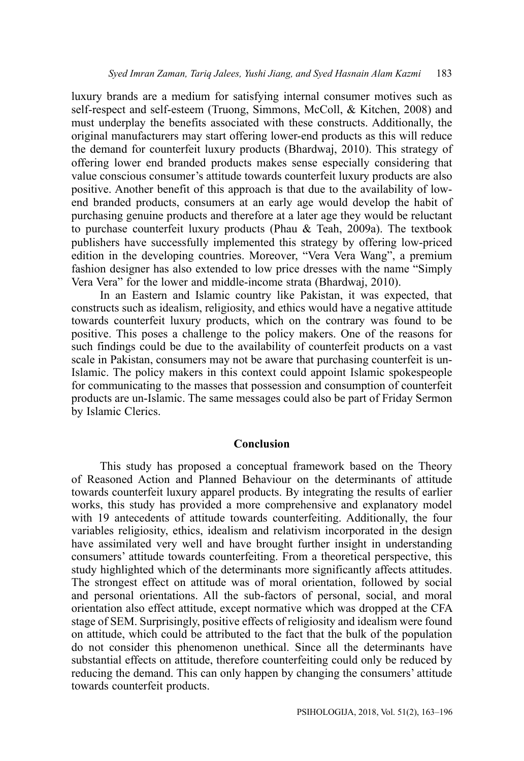luxury brands are a medium for satisfying internal consumer motives such as self-respect and self-esteem (Truong, Simmons, McColl, & Kitchen, 2008) and must underplay the benefits associated with these constructs. Additionally, the original manufacturers may start offering lower-end products as this will reduce the demand for counterfeit luxury products (Bhardwaj, 2010). This strategy of offering lower end branded products makes sense especially considering that value conscious consumer's attitude towards counterfeit luxury products are also positive. Another benefit of this approach is that due to the availability of low-end branded products, consumers at an early age would develop the habit of purchasing genuine products and therefore at a later age they would be reluctant to purchase counterfeit luxury products (Phau & Teah, 2009a). The textbook publishers have successfully implemented this strategy by offering low-priced edition in the developing countries. Moreover, "Vera Vera Wang", a premium fashion designer has also extended to low price dresses with the name "Simply Vera Vera" for the lower and middle-income strata (Bhardwaj, 2010).

In an Eastern and Islamic country like Pakistan, it was expected, that constructs such as idealism, religiosity, and ethics would have a negative attitude towards counterfeit luxury products, which on the contrary was found to be positive. This poses a challenge to the policy makers. One of the reasons for such findings could be due to the availability of counterfeit products on a vast scale in Pakistan, consumers may not be aware that purchasing counterfeit is un-Islamic. The policy makers in this context could appoint Islamic spokespeople for communicating to the masses that possession and consumption of counterfeit products are un-Islamic. The same messages could also be part of Friday Sermon by Islamic Clerics.

## Conclusion

This study has proposed a conceptual framework based on the Theory of Reasoned Action and Planned Behaviour on the determinants of attitude towards counterfeit luxury apparel products. By integrating the results of earlier works, this study has provided a more comprehensive and explanatory model with 19 antecedents of attitude towards counterfeiting. Additionally, the four variables religiosity, ethics, idealism and relativism incorporated in the design have assimilated very well and have brought further insight in understanding consumers' attitude towards counterfeiting. From a theoretical perspective, this study highlighted which of the determinants more significantly affects attitudes. The strongest effect on attitude was of moral orientation, followed by social and personal orientations. All the sub-factors of personal, social, and moral orientation also effect attitude, except normative which was dropped at the CFA stage of SEM. Surprisingly, positive effects of religiosity and idealism were found on attitude, which could be attributed to the fact that the bulk of the population do not consider this phenomenon unethical. Since all the determinants have substantial effects on attitude, therefore counterfeiting could only be reduced by reducing the demand. This can only happen by changing the consumers' attitude towards counterfeit products.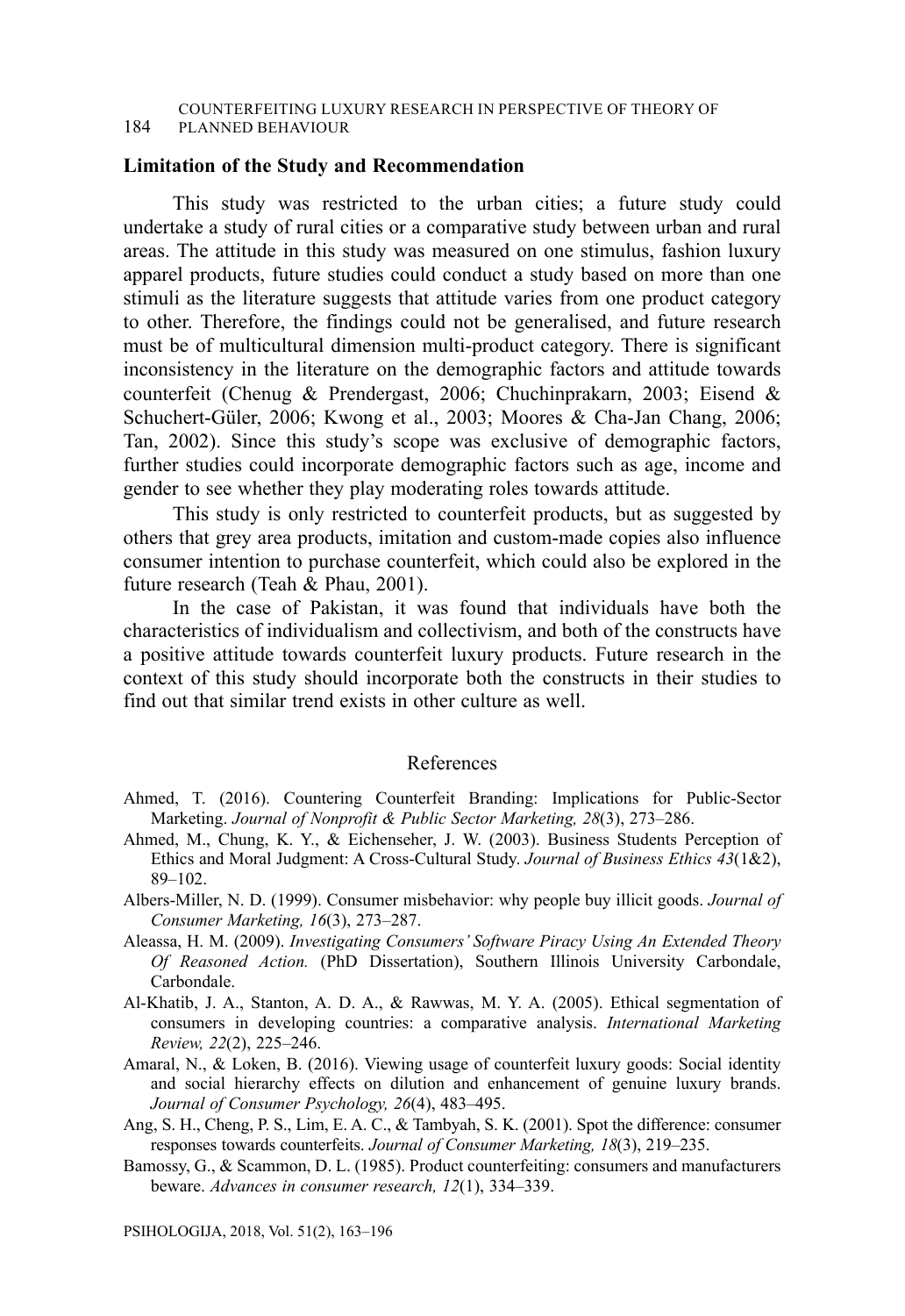### Limitation of the Study and Recommendation

This study was restricted to the urban cities; a future study could undertake a study of rural cities or a comparative study between urban and rural areas. The attitude in this study was measured on one stimulus, fashion luxury apparel products, future studies could conduct a study based on more than one stimuli as the literature suggests that attitude varies from one product category to other. Therefore, the findings could not be generalised, and future research must be of multicultural dimension multi-product category. There is significant inconsistency in the literature on the demographic factors and attitude towards counterfeit (Chenug & Prendergast, 2006; Chuchinprakarn, 2003; Eisend & Schuchert-Güler, 2006; Kwong et al., 2003; Moores & Cha-Jan Chang, 2006; Tan, 2002). Since this study's scope was exclusive of demographic factors, further studies could incorporate demographic factors such as age, income and gender to see whether they play moderating roles towards attitude.

This study is only restricted to counterfeit products, but as suggested by others that grey area products, imitation and custom-made copies also influence consumer intention to purchase counterfeit, which could also be explored in the future research (Teah & Phau, 2001).

In the case of Pakistan, it was found that individuals have both the characteristics of individualism and collectivism, and both of the constructs have a positive attitude towards counterfeit luxury products. Future research in the context of this study should incorporate both the constructs in their studies to find out that similar trend exists in other culture as well.

## References

Ahmed, T. (2016). Countering Counterfeit Branding: Implications for Public-Sector Marketing. *Journal of Nonprofit & Public Sector Marketing, 28*(3), 273–286.

Ahmed, M., Chung, K. Y., & Eichenseher, J. W. (2003). Business Students Perception of Ethics and Moral Judgment: A Cross-Cultural Study. *Journal of Business Ethics 43*(1&2), 89–102.

Albers-Miller, N. D. (1999). Consumer misbehavior: why people buy illicit goods. *Journal of Consumer Marketing, 16*(3), 273–287.

Aleassa, H. M. (2009). *Investigating Consumers' Software Piracy Using An Extended Theory Of Reasoned Action.* (PhD Dissertation), Southern Illinois University Carbondale, Carbondale.

Al-Khatib, J. A., Stanton, A. D. A., & Rawwas, M. Y. A. (2005). Ethical segmentation of consumers in developing countries: a comparative analysis. *International Marketing Review, 22*(2), 225–246.

Amaral, N., & Loken, B. (2016). Viewing usage of counterfeit luxury goods: Social identity and social hierarchy effects on dilution and enhancement of genuine luxury brands. *Journal of Consumer Psychology, 26*(4), 483–495.

Ang, S. H., Cheng, P. S., Lim, E. A. C., & Tambyah, S. K. (2001). Spot the difference: consumer responses towards counterfeits. *Journal of Consumer Marketing, 18*(3), 219–235.

Bamossy, G., & Scammon, D. L. (1985). Product counterfeiting: consumers and manufacturers beware. *Advances in consumer research, 12*(1), 334–339.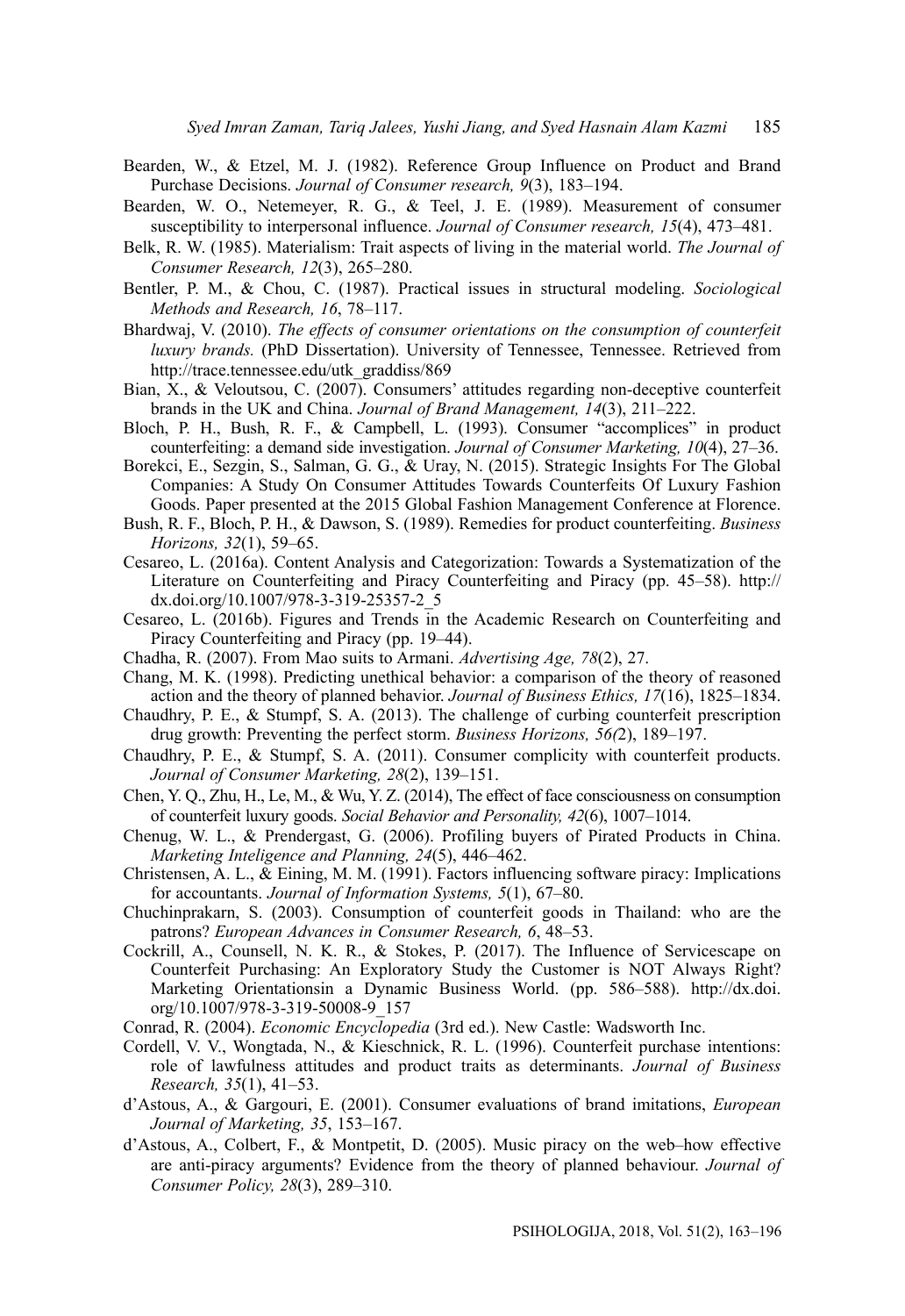Bearden, W., & Etzel, M. J. (1982). Reference Group Influence on Product and Brand Purchase Decisions. *Journal of Consumer research, 9*(3), 183–194.

Bearden, W. O., Netemeyer, R. G., & Teel, J. E. (1989). Measurement of consumer susceptibility to interpersonal influence. *Journal of Consumer research, 15*(4), 473–481.

Belk, R. W. (1985). Materialism: Trait aspects of living in the material world. *The Journal of Consumer Research, 12*(3), 265–280.

Bentler, P. M., & Chou, C. (1987). Practical issues in structural modeling. *Sociological Methods and Research, 16*, 78–117.

Bhardwaj, V. (2010). *The effects of consumer orientations on the consumption of counterfeit luxury brands.* (PhD Dissertation). University of Tennessee, Tennessee. Retrieved from http://trace.tennessee.edu/utk_graddiss/869

Bian, X., & Veloutsou, C. (2007). Consumers' attitudes regarding non-deceptive counterfeit brands in the UK and China. *Journal of Brand Management, 14*(3), 211–222.

Bloch, P. H., Bush, R. F., & Campbell, L. (1993). Consumer "accomplices" in product counterfeiting: a demand side investigation. *Journal of Consumer Marketing, 10*(4), 27–36.

Borekci, E., Sezgin, S., Salman, G. G., & Uray, N. (2015). Strategic Insights For The Global Companies: A Study On Consumer Attitudes Towards Counterfeits Of Luxury Fashion Goods. Paper presented at the 2015 Global Fashion Management Conference at Florence.

Bush, R. F., Bloch, P. H., & Dawson, S. (1989). Remedies for product counterfeiting. *Business Horizons, 32*(1), 59–65.

Cesareo, L. (2016a). Content Analysis and Categorization: Towards a Systematization of the Literature on Counterfeiting and Piracy Counterfeiting and Piracy (pp. 45–58). http://dx.doi.org/10.1007/978-3-319-25357-2_5

Cesareo, L. (2016b). Figures and Trends in the Academic Research on Counterfeiting and Piracy Counterfeiting and Piracy (pp. 19–44).

Chadha, R. (2007). From Mao suits to Armani. *Advertising Age, 78*(2), 27.

Chang, M. K. (1998). Predicting unethical behavior: a comparison of the theory of reasoned action and the theory of planned behavior. *Journal of Business Ethics, 17*(16), 1825–1834.

Chaudhry, P. E., & Stumpf, S. A. (2013). The challenge of curbing counterfeit prescription drug growth: Preventing the perfect storm. *Business Horizons, 56(*2), 189–197.

Chaudhry, P. E., & Stumpf, S. A. (2011). Consumer complicity with counterfeit products. *Journal of Consumer Marketing, 28*(2), 139–151.

Chen, Y. Q., Zhu, H., Le, M., & Wu, Y. Z. (2014), The effect of face consciousness on consumption of counterfeit luxury goods. *Social Behavior and Personality, 42*(6), 1007–1014.

Chenug, W. L., & Prendergast, G. (2006). Profiling buyers of Pirated Products in China. *Marketing Inteligence and Planning, 24*(5), 446–462.

Christensen, A. L., & Eining, M. M. (1991). Factors influencing software piracy: Implications for accountants. *Journal of Information Systems, 5*(1), 67–80.

Chuchinprakarn, S. (2003). Consumption of counterfeit goods in Thailand: who are the patrons? *European Advances in Consumer Research, 6*, 48–53.

Cockrill, A., Counsell, N. K. R., & Stokes, P. (2017). The Influence of Servicescape on Counterfeit Purchasing: An Exploratory Study the Customer is NOT Always Right? Marketing Orientationsin a Dynamic Business World. (pp. 586–588). http://dx.doi.org/10.1007/978-3-319-50008-9_157

Conrad, R. (2004). *Economic Encyclopedia* (3rd ed.). New Castle: Wadsworth Inc.

Cordell, V. V., Wongtada, N., & Kieschnick, R. L. (1996). Counterfeit purchase intentions: role of lawfulness attitudes and product traits as determinants. *Journal of Business Research, 35*(1), 41–53.

d'Astous, A., & Gargouri, E. (2001). Consumer evaluations of brand imitations, *European Journal of Marketing, 35*, 153–167.

d'Astous, A., Colbert, F., & Montpetit, D. (2005). Music piracy on the web–how effective are anti-piracy arguments? Evidence from the theory of planned behaviour. *Journal of Consumer Policy, 28*(3), 289–310.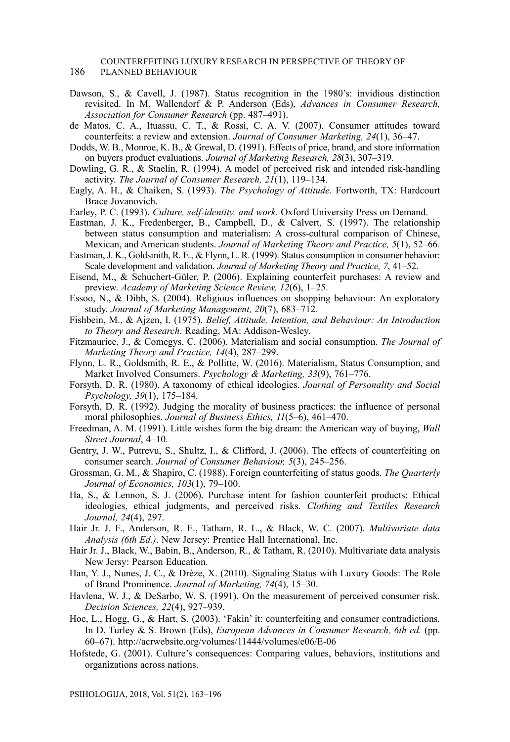Dawson, S., & Cavell, J. (1987). Status recognition in the 1980's: invidious distinction revisited. In M. Wallendorf & P. Anderson (Eds), *Advances in Consumer Research, Association for Consumer Research* (pp. 487–491).

de Matos, C. A., Ituassu, C. T., & Rossi, C. A. V. (2007). Consumer attitudes toward counterfeits: a review and extension. *Journal of Consumer Marketing, 24*(1), 36–47.

Dodds, W. B., Monroe, K. B., & Grewal, D. (1991). Effects of price, brand, and store information on buyers product evaluations. *Journal of Marketing Research, 28*(3), 307–319.

Dowling, G. R., & Staelin, R. (1994). A model of perceived risk and intended risk-handling activity. *The Journal of Consumer Research, 21*(1), 119–134.

Eagly, A. H., & Chaiken, S. (1993). *The Psychology of Attitude*. Fortworth, TX: Hardcourt Brace Jovanovich.

Earley, P. C. (1993). *Culture, self-identity, and work*. Oxford University Press on Demand.

Eastman, J. K., Fredenberger, B., Campbell, D., & Calvert, S. (1997). The relationship between status consumption and materialism: A cross-cultural comparison of Chinese, Mexican, and American students. *Journal of Marketing Theory and Practice, 5*(1), 52–66.

Eastman, J. K., Goldsmith, R. E., & Flynn, L. R. (1999). Status consumption in consumer behavior: Scale development and validation. *Journal of Marketing Theory and Practice, 7*, 41–52.

Eisend, M., & Schuchert-Güler, P. (2006). Explaining counterfeit purchases: A review and preview. *Academy of Marketing Science Review, 12*(6), 1–25.

Essoo, N., & Dibb, S. (2004). Religious influences on shopping behaviour: An exploratory study. *Journal of Marketing Management, 20*(7), 683–712.

Fishbein, M., & Ajzen, I. (1975). *Belief, Attitude, Intention, and Behaviour: An Introduction to Theory and Research*. Reading, MA: Addison-Wesley.

Fitzmaurice, J., & Comegys, C. (2006). Materialism and social consumption. *The Journal of Marketing Theory and Practice, 14*(4), 287–299.

Flynn, L. R., Goldsmith, R. E., & Pollitte, W. (2016). Materialism, Status Consumption, and Market Involved Consumers. *Psychology & Marketing, 33*(9), 761–776.

Forsyth, D. R. (1980). A taxonomy of ethical ideologies. *Journal of Personality and Social Psychology, 39*(1), 175–184.

Forsyth, D. R. (1992). Judging the morality of business practices: the influence of personal moral philosophies. *Journal of Business Ethics, 11*(5–6), 461–470.

Freedman, A. M. (1991). Little wishes form the big dream: the American way of buying, *Wall Street Journal*, 4–10.

Gentry, J. W., Putrevu, S., Shultz, I., & Clifford, J. (2006). The effects of counterfeiting on consumer search. *Journal of Consumer Behaviour, 5*(3), 245–256.

Grossman, G. M., & Shapiro, C. (1988). Foreign counterfeiting of status goods. *The Quarterly Journal of Economics, 103*(1), 79–100.

Ha, S., & Lennon, S. J. (2006). Purchase intent for fashion counterfeit products: Ethical ideologies, ethical judgments, and perceived risks. *Clothing and Textiles Research Journal, 24*(4), 297.

Hair Jr. J. F., Anderson, R. E., Tatham, R. L., & Black, W. C. (2007). *Multivariate data Analysis (6th Ed.)*. New Jersey: Prentice Hall International, Inc.

Hair Jr. J., Black, W., Babin, B., Anderson, R., & Tatham, R. (2010). Multivariate data analysis New Jersy: Pearson Education.

Han, Y. J., Nunes, J. C., & Drèze, X. (2010). Signaling Status with Luxury Goods: The Role of Brand Prominence. *Journal of Marketing, 74*(4), 15–30.

Havlena, W. J., & DeSarbo, W. S. (1991). On the measurement of perceived consumer risk. *Decision Sciences, 22*(4), 927–939.

Hoe, L., Hogg, G., & Hart, S. (2003). 'Fakin' it: counterfeiting and consumer contradictions. In D. Turley & S. Brown (Eds), *European Advances in Consumer Research, 6th ed.* (pp. 60–67). http://acrwebsite.org/volumes/11444/volumes/e06/E-06

Hofstede, G. (2001). Culture's consequences: Comparing values, behaviors, institutions and organizations across nations.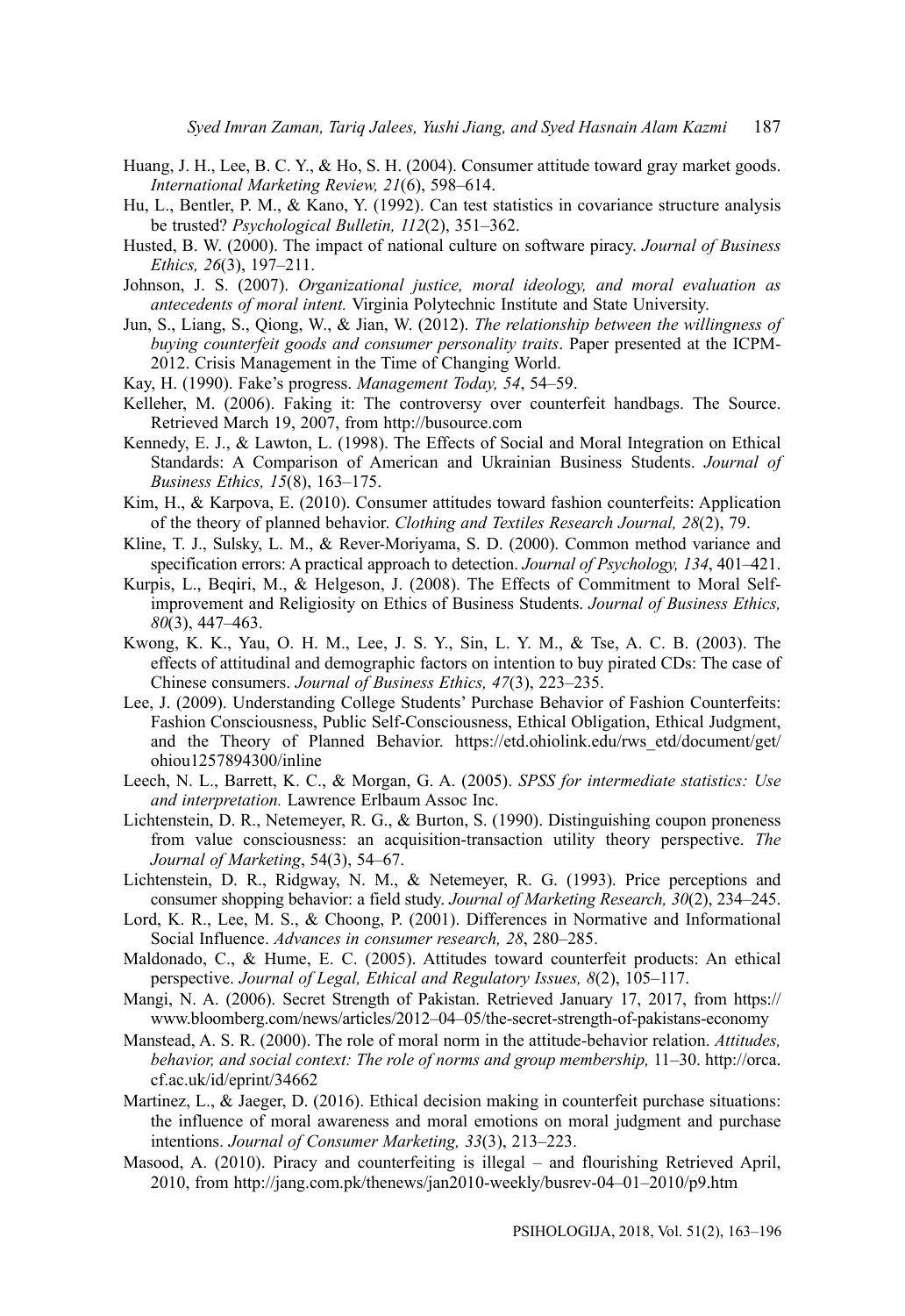Huang, J. H., Lee, B. C. Y., & Ho, S. H. (2004). Consumer attitude toward gray market goods. *International Marketing Review, 21*(6), 598–614.

Hu, L., Bentler, P. M., & Kano, Y. (1992). Can test statistics in covariance structure analysis be trusted? *Psychological Bulletin, 112*(2), 351–362.

Husted, B. W. (2000). The impact of national culture on software piracy. *Journal of Business Ethics, 26*(3), 197–211.

Johnson, J. S. (2007). *Organizational justice, moral ideology, and moral evaluation as antecedents of moral intent.* Virginia Polytechnic Institute and State University.

Jun, S., Liang, S., Qiong, W., & Jian, W. (2012). *The relationship between the willingness of buying counterfeit goods and consumer personality traits*. Paper presented at the ICPM-2012. Crisis Management in the Time of Changing World.

Kay, H. (1990). Fake's progress. *Management Today, 54*, 54–59.

Kelleher, M. (2006). Faking it: The controversy over counterfeit handbags. The Source. Retrieved March 19, 2007, from http://busource.com

Kennedy, E. J., & Lawton, L. (1998). The Effects of Social and Moral Integration on Ethical Standards: A Comparison of American and Ukrainian Business Students. *Journal of Business Ethics, 15*(8), 163–175.

Kim, H., & Karpova, E. (2010). Consumer attitudes toward fashion counterfeits: Application of the theory of planned behavior. *Clothing and Textiles Research Journal, 28*(2), 79.

Kline, T. J., Sulsky, L. M., & Rever-Moriyama, S. D. (2000). Common method variance and specification errors: A practical approach to detection. *Journal of Psychology, 134*, 401–421.

Kurpis, L., Beqiri, M., & Helgeson, J. (2008). The Effects of Commitment to Moral Self-improvement and Religiosity on Ethics of Business Students. *Journal of Business Ethics, 80*(3), 447–463.

Kwong, K. K., Yau, O. H. M., Lee, J. S. Y., Sin, L. Y. M., & Tse, A. C. B. (2003). The effects of attitudinal and demographic factors on intention to buy pirated CDs: The case of Chinese consumers. *Journal of Business Ethics, 47*(3), 223–235.

Lee, J. (2009). Understanding College Students' Purchase Behavior of Fashion Counterfeits: Fashion Consciousness, Public Self-Consciousness, Ethical Obligation, Ethical Judgment, and the Theory of Planned Behavior. https://etd.ohiolink.edu/rws_etd/document/get/ohiou1257894300/inline

Leech, N. L., Barrett, K. C., & Morgan, G. A. (2005). *SPSS for intermediate statistics: Use and interpretation.* Lawrence Erlbaum Assoc Inc.

Lichtenstein, D. R., Netemeyer, R. G., & Burton, S. (1990). Distinguishing coupon proneness from value consciousness: an acquisition-transaction utility theory perspective. *The Journal of Marketing*, 54(3), 54–67.

Lichtenstein, D. R., Ridgway, N. M., & Netemeyer, R. G. (1993). Price perceptions and consumer shopping behavior: a field study. *Journal of Marketing Research, 30*(2), 234–245.

Lord, K. R., Lee, M. S., & Choong, P. (2001). Differences in Normative and Informational Social Influence. *Advances in consumer research, 28*, 280–285.

Maldonado, C., & Hume, E. C. (2005). Attitudes toward counterfeit products: An ethical perspective. *Journal of Legal, Ethical and Regulatory Issues, 8*(2), 105–117.

Mangi, N. A. (2006). Secret Strength of Pakistan. Retrieved January 17, 2017, from https://www.bloomberg.com/news/articles/2012–04–05/the-secret-strength-of-pakistans-economy

Manstead, A. S. R. (2000). The role of moral norm in the attitude-behavior relation. *Attitudes, behavior, and social context: The role of norms and group membership,* 11–30. http://orca.cf.ac.uk/id/eprint/34662

Martinez, L., & Jaeger, D. (2016). Ethical decision making in counterfeit purchase situations: the influence of moral awareness and moral emotions on moral judgment and purchase intentions. *Journal of Consumer Marketing, 33*(3), 213–223.

Masood, A. (2010). Piracy and counterfeiting is illegal – and flourishing Retrieved April, 2010, from http://jang.com.pk/thenews/jan2010-weekly/busrev-04–01–2010/p9.htm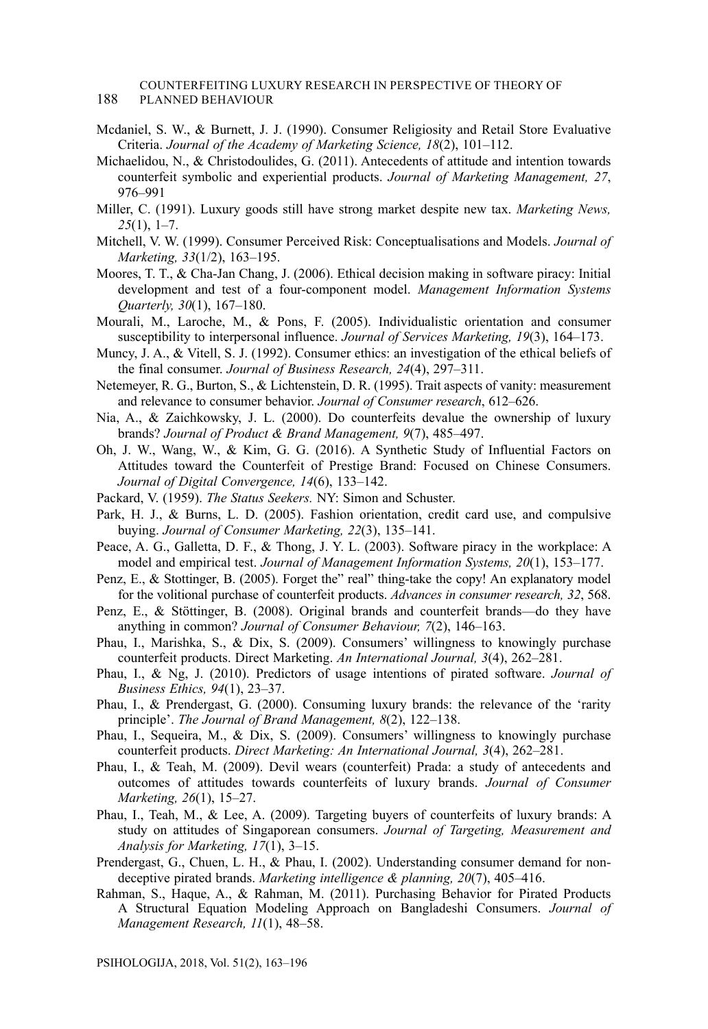Mcdaniel, S. W., & Burnett, J. J. (1990). Consumer Religiosity and Retail Store Evaluative Criteria. *Journal of the Academy of Marketing Science, 18*(2), 101–112.

Michaelidou, N., & Christodoulides, G. (2011). Antecedents of attitude and intention towards counterfeit symbolic and experiential products. *Journal of Marketing Management, 27*, 976–991

Miller, C. (1991). Luxury goods still have strong market despite new tax. *Marketing News, 25*(1), 1–7.

Mitchell, V. W. (1999). Consumer Perceived Risk: Conceptualisations and Models. *Journal of Marketing, 33*(1/2), 163–195.

Moores, T. T., & Cha-Jan Chang, J. (2006). Ethical decision making in software piracy: Initial development and test of a four-component model. *Management Information Systems Quarterly, 30*(1), 167–180.

Mourali, M., Laroche, M., & Pons, F. (2005). Individualistic orientation and consumer susceptibility to interpersonal influence. *Journal of Services Marketing, 19*(3), 164–173.

Muncy, J. A., & Vitell, S. J. (1992). Consumer ethics: an investigation of the ethical beliefs of the final consumer. *Journal of Business Research, 24*(4), 297–311.

Netemeyer, R. G., Burton, S., & Lichtenstein, D. R. (1995). Trait aspects of vanity: measurement and relevance to consumer behavior. *Journal of Consumer research*, 612–626.

Nia, A., & Zaichkowsky, J. L. (2000). Do counterfeits devalue the ownership of luxury brands? *Journal of Product & Brand Management, 9*(7), 485–497.

Oh, J. W., Wang, W., & Kim, G. G. (2016). A Synthetic Study of Influential Factors on Attitudes toward the Counterfeit of Prestige Brand: Focused on Chinese Consumers. *Journal of Digital Convergence, 14*(6), 133–142.

Packard, V. (1959). *The Status Seekers.* NY: Simon and Schuster.

Park, H. J., & Burns, L. D. (2005). Fashion orientation, credit card use, and compulsive buying. *Journal of Consumer Marketing, 22*(3), 135–141.

Peace, A. G., Galletta, D. F., & Thong, J. Y. L. (2003). Software piracy in the workplace: A model and empirical test. *Journal of Management Information Systems, 20*(1), 153–177.

Penz, E., & Stottinger, B. (2005). Forget the" real" thing-take the copy! An explanatory model for the volitional purchase of counterfeit products. *Advances in consumer research, 32*, 568.

Penz, E., & Stöttinger, B. (2008). Original brands and counterfeit brands—do they have anything in common? *Journal of Consumer Behaviour, 7*(2), 146–163.

Phau, I., Marishka, S., & Dix, S. (2009). Consumers' willingness to knowingly purchase counterfeit products. Direct Marketing. *An International Journal, 3*(4), 262–281.

Phau, I., & Ng, J. (2010). Predictors of usage intentions of pirated software. *Journal of Business Ethics, 94*(1), 23–37.

Phau, I., & Prendergast, G. (2000). Consuming luxury brands: the relevance of the 'rarity principle'. *The Journal of Brand Management, 8*(2), 122–138.

Phau, I., Sequeira, M., & Dix, S. (2009). Consumers' willingness to knowingly purchase counterfeit products. *Direct Marketing: An International Journal, 3*(4), 262–281.

Phau, I., & Teah, M. (2009). Devil wears (counterfeit) Prada: a study of antecedents and outcomes of attitudes towards counterfeits of luxury brands. *Journal of Consumer Marketing, 26*(1), 15–27.

Phau, I., Teah, M., & Lee, A. (2009). Targeting buyers of counterfeits of luxury brands: A study on attitudes of Singaporean consumers. *Journal of Targeting, Measurement and Analysis for Marketing, 17*(1), 3–15.

Prendergast, G., Chuen, L. H., & Phau, I. (2002). Understanding consumer demand for non-deceptive pirated brands. *Marketing intelligence & planning, 20*(7), 405–416.

Rahman, S., Haque, A., & Rahman, M. (2011). Purchasing Behavior for Pirated Products A Structural Equation Modeling Approach on Bangladeshi Consumers. *Journal of Management Research, 11*(1), 48–58.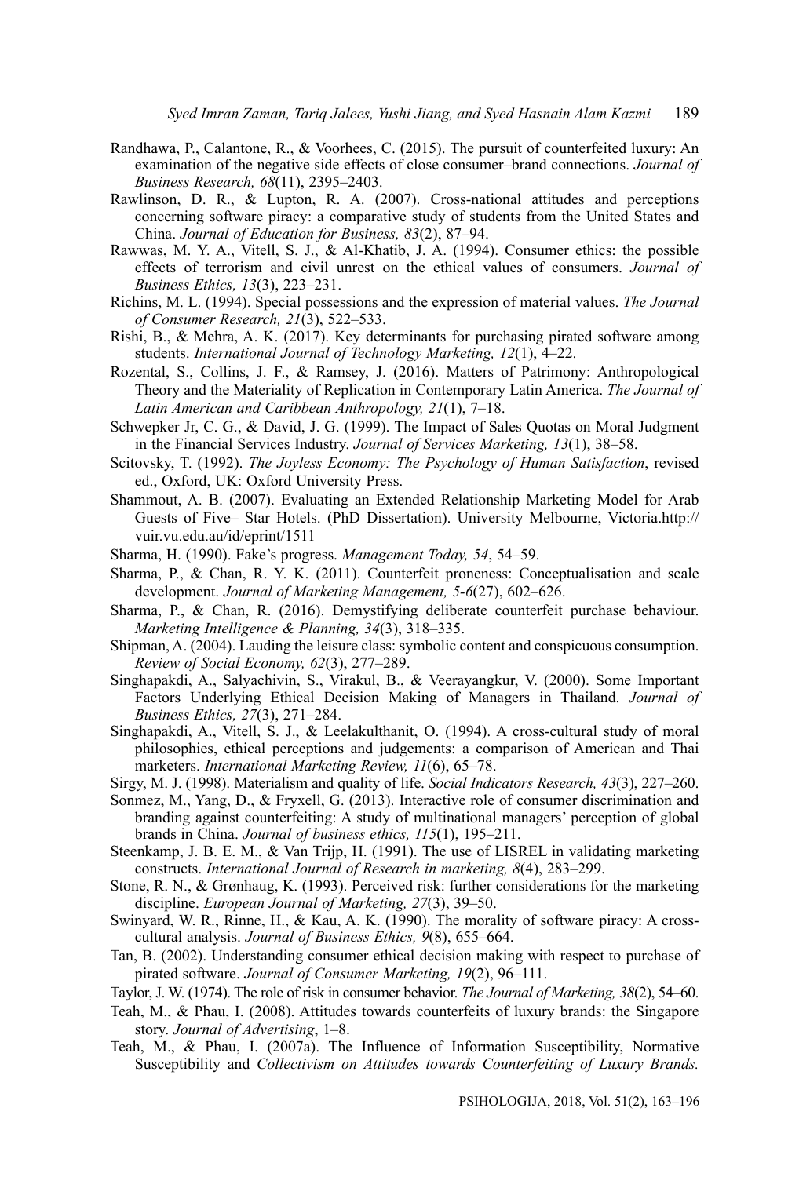Randhawa, P., Calantone, R., & Voorhees, C. (2015). The pursuit of counterfeited luxury: An examination of the negative side effects of close consumer–brand connections. *Journal of Business Research, 68*(11), 2395–2403.

Rawlinson, D. R., & Lupton, R. A. (2007). Cross-national attitudes and perceptions concerning software piracy: a comparative study of students from the United States and China. *Journal of Education for Business, 83*(2), 87–94.

Rawwas, M. Y. A., Vitell, S. J., & Al-Khatib, J. A. (1994). Consumer ethics: the possible effects of terrorism and civil unrest on the ethical values of consumers. *Journal of Business Ethics, 13*(3), 223–231.

Richins, M. L. (1994). Special possessions and the expression of material values. *The Journal of Consumer Research, 21*(3), 522–533.

Rishi, B., & Mehra, A. K. (2017). Key determinants for purchasing pirated software among students. *International Journal of Technology Marketing, 12*(1), 4–22.

Rozental, S., Collins, J. F., & Ramsey, J. (2016). Matters of Patrimony: Anthropological Theory and the Materiality of Replication in Contemporary Latin America. *The Journal of Latin American and Caribbean Anthropology, 21*(1), 7–18.

Schwepker Jr, C. G., & David, J. G. (1999). The Impact of Sales Quotas on Moral Judgment in the Financial Services Industry. *Journal of Services Marketing, 13*(1), 38–58.

Scitovsky, T. (1992). *The Joyless Economy: The Psychology of Human Satisfaction*, revised ed., Oxford, UK: Oxford University Press.

Shammout, A. B. (2007). Evaluating an Extended Relationship Marketing Model for Arab Guests of Five– Star Hotels. (PhD Dissertation). University Melbourne, Victoria.http://vuir.vu.edu.au/id/eprint/1511

Sharma, H. (1990). Fake's progress. *Management Today, 54*, 54–59.

Sharma, P., & Chan, R. Y. K. (2011). Counterfeit proneness: Conceptualisation and scale development. *Journal of Marketing Management, 5-6*(27), 602–626.

Sharma, P., & Chan, R. (2016). Demystifying deliberate counterfeit purchase behaviour. *Marketing Intelligence & Planning, 34*(3), 318–335.

Shipman, A. (2004). Lauding the leisure class: symbolic content and conspicuous consumption. *Review of Social Economy, 62*(3), 277–289.

Singhapakdi, A., Salyachivin, S., Virakul, B., & Veerayangkur, V. (2000). Some Important Factors Underlying Ethical Decision Making of Managers in Thailand. *Journal of Business Ethics, 27*(3), 271–284.

Singhapakdi, A., Vitell, S. J., & Leelakulthanit, O. (1994). A cross-cultural study of moral philosophies, ethical perceptions and judgements: a comparison of American and Thai marketers. *International Marketing Review, 11*(6), 65–78.

Sirgy, M. J. (1998). Materialism and quality of life. *Social Indicators Research, 43*(3), 227–260.

Sonmez, M., Yang, D., & Fryxell, G. (2013). Interactive role of consumer discrimination and branding against counterfeiting: A study of multinational managers' perception of global brands in China. *Journal of business ethics, 115*(1), 195–211.

Steenkamp, J. B. E. M., & Van Trijp, H. (1991). The use of LISREL in validating marketing constructs. *International Journal of Research in marketing, 8*(4), 283–299.

Stone, R. N., & Grønhaug, K. (1993). Perceived risk: further considerations for the marketing discipline. *European Journal of Marketing, 27*(3), 39–50.

Swinyard, W. R., Rinne, H., & Kau, A. K. (1990). The morality of software piracy: A cross-cultural analysis. *Journal of Business Ethics, 9*(8), 655–664.

Tan, B. (2002). Understanding consumer ethical decision making with respect to purchase of pirated software. *Journal of Consumer Marketing, 19*(2), 96–111.

Taylor, J. W. (1974). The role of risk in consumer behavior. *The Journal of Marketing, 38*(2), 54–60.

Teah, M., & Phau, I. (2008). Attitudes towards counterfeits of luxury brands: the Singapore story. *Journal of Advertising*, 1–8.

Teah, M., & Phau, I. (2007a). The Influence of Information Susceptibility, Normative Susceptibility and *Collectivism on Attitudes towards Counterfeiting of Luxury Brands.*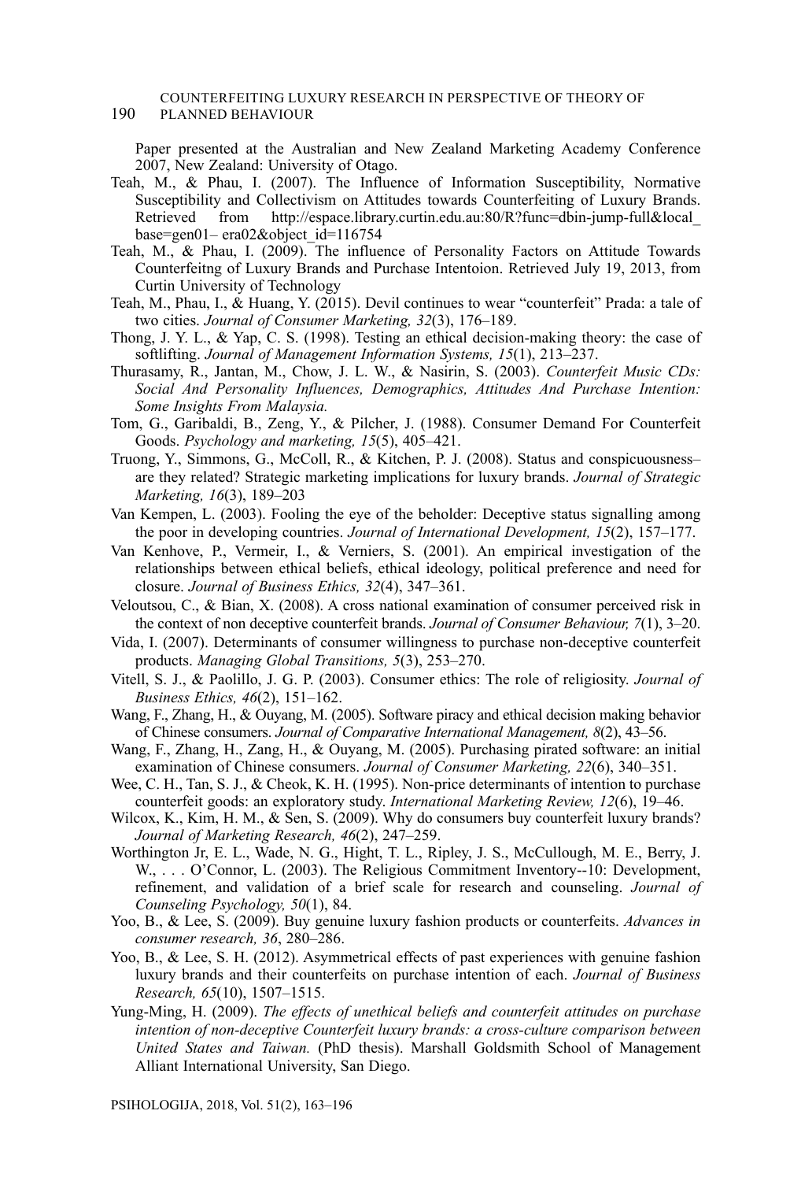Paper presented at the Australian and New Zealand Marketing Academy Conference 2007, New Zealand: University of Otago.

Teah, M., & Phau, I. (2007). The Influence of Information Susceptibility, Normative Susceptibility and Collectivism on Attitudes towards Counterfeiting of Luxury Brands. Retrieved from http://espace.library.curtin.edu.au:80/R?func=dbin-jump-full&local_base=gen01– era02&object_id=116754

Teah, M., & Phau, I. (2009). The influence of Personality Factors on Attitude Towards Counterfeitng of Luxury Brands and Purchase Intentoion. Retrieved July 19, 2013, from Curtin University of Technology

Teah, M., Phau, I., & Huang, Y. (2015). Devil continues to wear "counterfeit" Prada: a tale of two cities. *Journal of Consumer Marketing, 32*(3), 176–189.

Thong, J. Y. L., & Yap, C. S. (1998). Testing an ethical decision-making theory: the case of softlifting. *Journal of Management Information Systems, 15*(1), 213–237.

Thurasamy, R., Jantan, M., Chow, J. L. W., & Nasirin, S. (2003). *Counterfeit Music CDs: Social And Personality Influences, Demographics, Attitudes And Purchase Intention: Some Insights From Malaysia.*

Tom, G., Garibaldi, B., Zeng, Y., & Pilcher, J. (1988). Consumer Demand For Counterfeit Goods. *Psychology and marketing, 15*(5), 405–421.

Truong, Y., Simmons, G., McColl, R., & Kitchen, P. J. (2008). Status and conspicuousness–are they related? Strategic marketing implications for luxury brands. *Journal of Strategic Marketing, 16*(3), 189–203

Van Kempen, L. (2003). Fooling the eye of the beholder: Deceptive status signalling among the poor in developing countries. *Journal of International Development, 15*(2), 157–177.

Van Kenhove, P., Vermeir, I., & Verniers, S. (2001). An empirical investigation of the relationships between ethical beliefs, ethical ideology, political preference and need for closure. *Journal of Business Ethics, 32*(4), 347–361.

Veloutsou, C., & Bian, X. (2008). A cross national examination of consumer perceived risk in the context of non deceptive counterfeit brands. *Journal of Consumer Behaviour, 7*(1), 3–20.

Vida, I. (2007). Determinants of consumer willingness to purchase non-deceptive counterfeit products. *Managing Global Transitions, 5*(3), 253–270.

Vitell, S. J., & Paolillo, J. G. P. (2003). Consumer ethics: The role of religiosity. *Journal of Business Ethics, 46*(2), 151–162.

Wang, F., Zhang, H., & Ouyang, M. (2005). Software piracy and ethical decision making behavior of Chinese consumers. *Journal of Comparative International Management, 8*(2), 43–56.

Wang, F., Zhang, H., Zang, H., & Ouyang, M. (2005). Purchasing pirated software: an initial examination of Chinese consumers. *Journal of Consumer Marketing, 22*(6), 340–351.

Wee, C. H., Tan, S. J., & Cheok, K. H. (1995). Non-price determinants of intention to purchase counterfeit goods: an exploratory study. *International Marketing Review, 12*(6), 19–46.

Wilcox, K., Kim, H. M., & Sen, S. (2009). Why do consumers buy counterfeit luxury brands? *Journal of Marketing Research, 46*(2), 247–259.

Worthington Jr, E. L., Wade, N. G., Hight, T. L., Ripley, J. S., McCullough, M. E., Berry, J. W., . . . O'Connor, L. (2003). The Religious Commitment Inventory--10: Development, refinement, and validation of a brief scale for research and counseling. *Journal of Counseling Psychology, 50*(1), 84.

Yoo, B., & Lee, S. (2009). Buy genuine luxury fashion products or counterfeits. *Advances in consumer research, 36*, 280–286.

Yoo, B., & Lee, S. H. (2012). Asymmetrical effects of past experiences with genuine fashion luxury brands and their counterfeits on purchase intention of each. *Journal of Business Research, 65*(10), 1507–1515.

Yung-Ming, H. (2009). *The effects of unethical beliefs and counterfeit attitudes on purchase intention of non-deceptive Counterfeit luxury brands: a cross-culture comparison between United States and Taiwan.* (PhD thesis). Marshall Goldsmith School of Management Alliant International University, San Diego.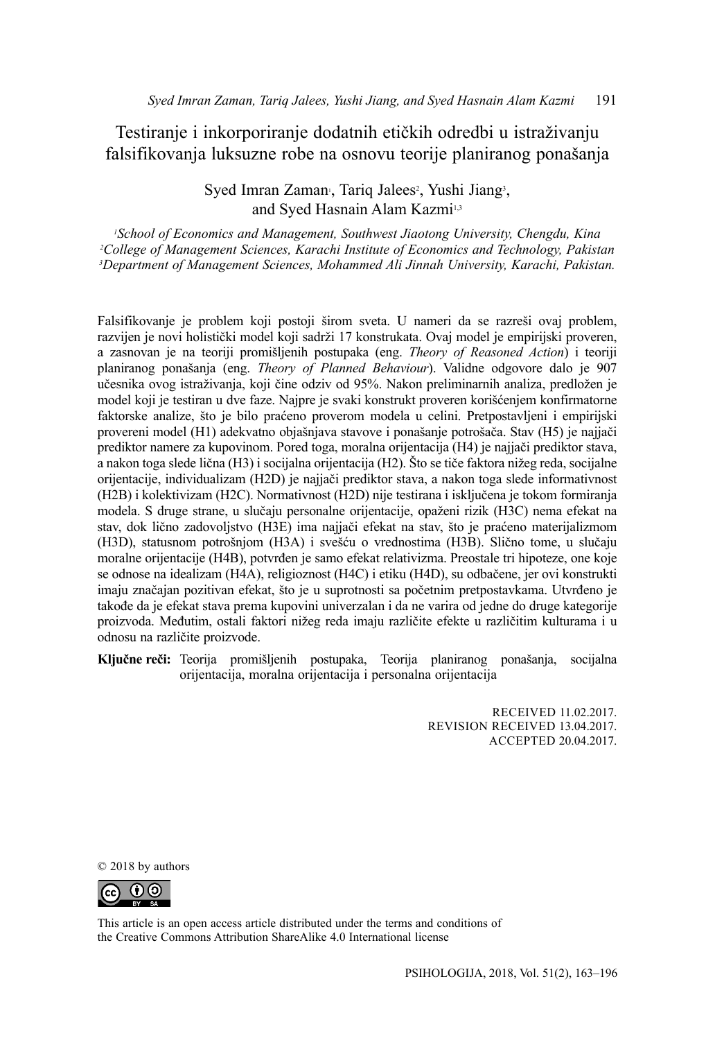# Testiranje i inkorporiranje dodatnih etičkih odredbi u istraživanju falsifikovanja luksuzne robe na osnovu teorije planiranog ponašanja

Syed Imran Zaman[1], Tariq Jalees[2], Yushi Jiang[3], and Syed Hasnain Alam Kazmi[1,3]

*[1]School of Economics and Management, Southwest Jiaotong University, Chengdu, Kina*
*[2]College of Management Sciences, Karachi Institute of Economics and Technology, Pakistan*
*[3]Department of Management Sciences, Mohammed Ali Jinnah University, Karachi, Pakistan.*

Falsifikovanje je problem koji postoji širom sveta. U nameri da se razreši ovaj problem, razvijen je novi holistički model koji sadrži 17 konstrukata. Ovaj model je empirijski proveren, a zasnovan je na teoriji promišljenih postupaka (eng. *Theory of Reasoned Action*) i teoriji planiranog ponašanja (eng. *Theory of Planned Behaviour*). Validne odgovore dalo je 907 učesnika ovog istraživanja, koji čine odziv od 95%. Nakon preliminarnih analiza, predložen je model koji je testiran u dve faze. Najpre je svaki konstrukt proveren korišćenjem konfirmatorne faktorske analize, što je bilo praćeno proverom modela u celini. Pretpostavljeni i empirijski provereni model (H1) adekvatno objašnjava stavove i ponašanje potrošača. Stav (H5) je najjači prediktor namere za kupovinom. Pored toga, moralna orijentacija (H4) je najjači prediktor stava, a nakon toga slede lična (H3) i socijalna orijentacija (H2). Što se tiče faktora nižeg reda, socijalne orijentacije, individualizam (H2D) je najjači prediktor stava, a nakon toga slede informativnost (H2B) i kolektivizam (H2C). Normativnost (H2D) nije testirana i isključena je tokom formiranja modela. S druge strane, u slučaju personalne orijentacije, opaženi rizik (H3C) nema efekat na stav, dok lično zadovoljstvo (H3E) ima najjači efekat na stav, što je praćeno materijalizmom (H3D), statusnom potrošnjom (H3A) i svešću o vrednostima (H3B). Slično tome, u slučaju moralne orijentacije (H4B), potvrđen je samo efekat relativizma. Preostale tri hipoteze, one koje se odnose na idealizam (H4A), religioznost (H4C) i etiku (H4D), su odbačene, jer ovi konstrukti imaju značajan pozitivan efekat, što je u suprotnosti sa početnim pretpostavkama. Utvrđeno je takođe da je efekat stava prema kupovini univerzalan i da ne varira od jedne do druge kategorije proizvoda. Međutim, ostali faktori nižeg reda imaju različite efekte u različitim kulturama i u odnosu na različite proizvode.

**Ključne reči:** Teorija promišljenih postupaka, Teorija planiranog ponašanja, socijalna orijentacija, moralna orijentacija i personalna orijentacija

RECEIVED 11.02.2017.
REVISION RECEIVED 13.04.2017.
ACCEPTED 20.04.2017.

© 2018 by authors

This article is an open access article distributed under the terms and conditions of the Creative Commons Attribution ShareAlike 4.0 International license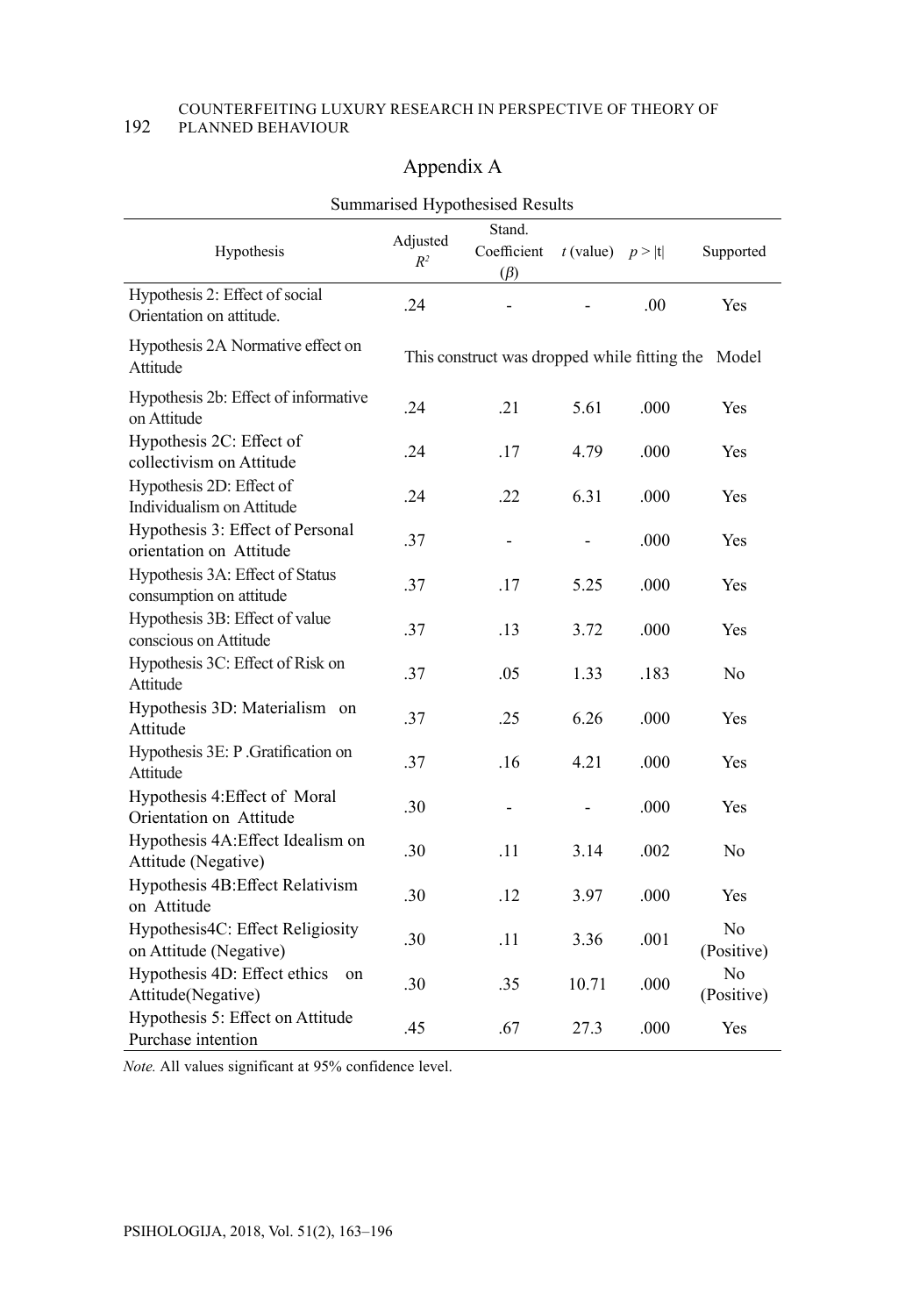## Appendix A

Summarised Hypothesised Results

| Hypothesis | Adjusted $R^2$ | Stand. Coefficient ($\beta$) | $t$ (value) | $p > \|t\|$ | Supported |
|---|---|---|---|---|---|
| Hypothesis 2: Effect of social Orientation on attitude. | .24 | - | - | .00 | Yes |
| Hypothesis 2A Normative effect on Attitude | This construct was dropped while fitting the Model | | | | |
| Hypothesis 2b: Effect of informative on Attitude | .24 | .21 | 5.61 | .000 | Yes |
| Hypothesis 2C: Effect of collectivism on Attitude | .24 | .17 | 4.79 | .000 | Yes |
| Hypothesis 2D: Effect of Individualism on Attitude | .24 | .22 | 6.31 | .000 | Yes |
| Hypothesis 3: Effect of Personal orientation on Attitude | .37 | - | - | .000 | Yes |
| Hypothesis 3A: Effect of Status consumption on attitude | .37 | .17 | 5.25 | .000 | Yes |
| Hypothesis 3B: Effect of value conscious on Attitude | .37 | .13 | 3.72 | .000 | Yes |
| Hypothesis 3C: Effect of Risk on Attitude | .37 | .05 | 1.33 | .183 | No |
| Hypothesis 3D: Materialism on Attitude | .37 | .25 | 6.26 | .000 | Yes |
| Hypothesis 3E: P .Gratification on Attitude | .37 | .16 | 4.21 | .000 | Yes |
| Hypothesis 4:Effect of Moral Orientation on Attitude | .30 | - | - | .000 | Yes |
| Hypothesis 4A:Effect Idealism on Attitude (Negative) | .30 | .11 | 3.14 | .002 | No |
| Hypothesis 4B:Effect Relativism on Attitude | .30 | .12 | 3.97 | .000 | Yes |
| Hypothesis4C: Effect Religiosity on Attitude (Negative) | .30 | .11 | 3.36 | .001 | No (Positive) |
| Hypothesis 4D: Effect ethics on Attitude(Negative) | .30 | .35 | 10.71 | .000 | No (Positive) |
| Hypothesis 5: Effect on Attitude Purchase intention | .45 | .67 | 27.3 | .000 | Yes |

*Note.* All values significant at 95% confidence level.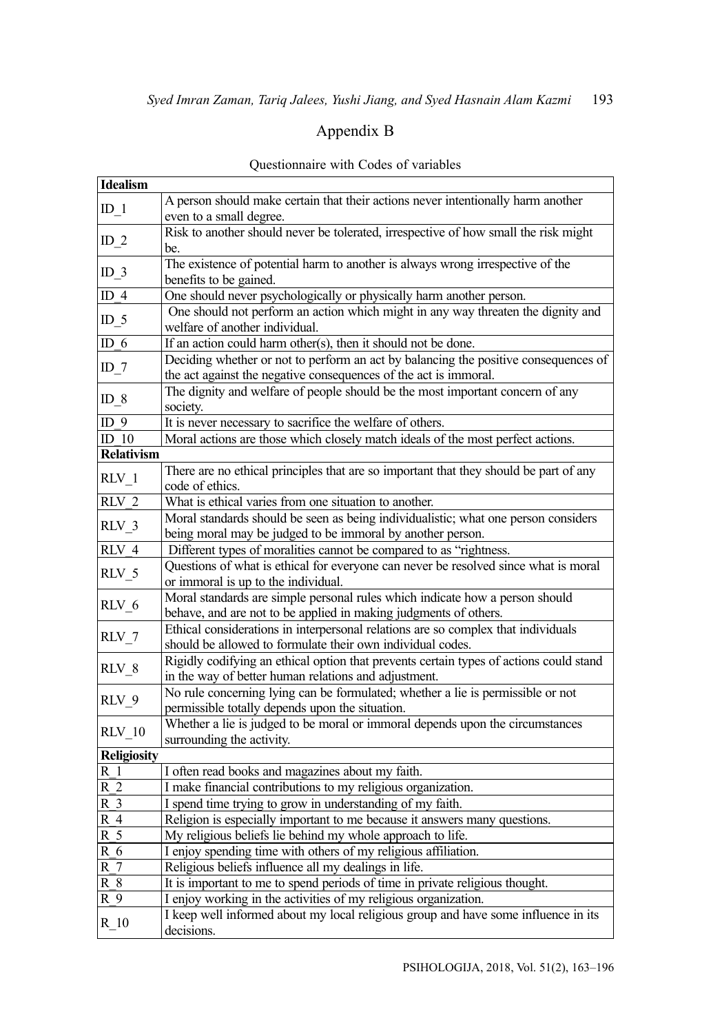# Appendix B

Questionnaire with Codes of variables

| **Idealism** | |
|---|---|
| ID_1 | A person should make certain that their actions never intentionally harm another even to a small degree. |
| ID_2 | Risk to another should never be tolerated, irrespective of how small the risk might be. |
| ID_3 | The existence of potential harm to another is always wrong irrespective of the benefits to be gained. |
| ID_4 | One should never psychologically or physically harm another person. |
| ID_5 | One should not perform an action which might in any way threaten the dignity and welfare of another individual. |
| ID_6 | If an action could harm other(s), then it should not be done. |
| ID_7 | Deciding whether or not to perform an act by balancing the positive consequences of the act against the negative consequences of the act is immoral. |
| ID_8 | The dignity and welfare of people should be the most important concern of any society. |
| ID_9 | It is never necessary to sacrifice the welfare of others. |
| ID_10 | Moral actions are those which closely match ideals of the most perfect actions. |
| **Relativism** | |
| RLV_1 | There are no ethical principles that are so important that they should be part of any code of ethics. |
| RLV_2 | What is ethical varies from one situation to another. |
| RLV_3 | Moral standards should be seen as being individualistic; what one person considers being moral may be judged to be immoral by another person. |
| RLV_4 | Different types of moralities cannot be compared to as "rightness. |
| RLV_5 | Questions of what is ethical for everyone can never be resolved since what is moral or immoral is up to the individual. |
| RLV_6 | Moral standards are simple personal rules which indicate how a person should behave, and are not to be applied in making judgments of others. |
| RLV_7 | Ethical considerations in interpersonal relations are so complex that individuals should be allowed to formulate their own individual codes. |
| RLV_8 | Rigidly codifying an ethical option that prevents certain types of actions could stand in the way of better human relations and adjustment. |
| RLV_9 | No rule concerning lying can be formulated; whether a lie is permissible or not permissible totally depends upon the situation. |
| RLV_10 | Whether a lie is judged to be moral or immoral depends upon the circumstances surrounding the activity. |
| **Religiosity** | |
| R_1 | I often read books and magazines about my faith. |
| R_2 | I make financial contributions to my religious organization. |
| R_3 | I spend time trying to grow in understanding of my faith. |
| R_4 | Religion is especially important to me because it answers many questions. |
| R_5 | My religious beliefs lie behind my whole approach to life. |
| R_6 | I enjoy spending time with others of my religious affiliation. |
| R_7 | Religious beliefs influence all my dealings in life. |
| R_8 | It is important to me to spend periods of time in private religious thought. |
| R_9 | I enjoy working in the activities of my religious organization. |
| R_10 | I keep well informed about my local religious group and have some influence in its decisions. |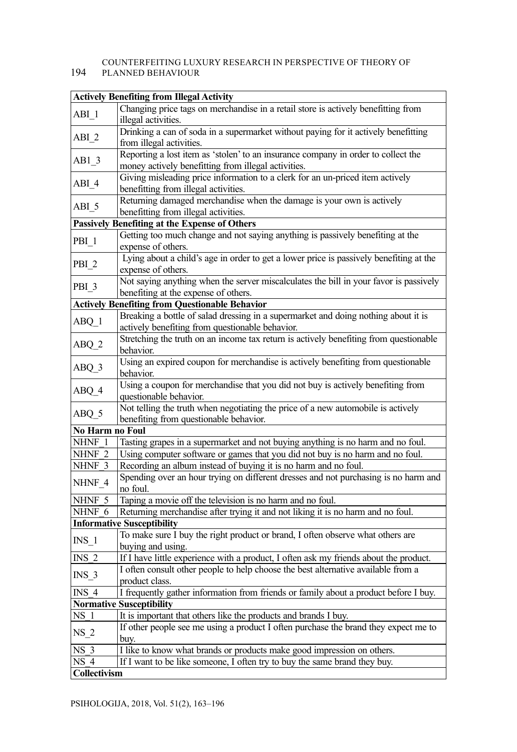| Actively Benefiting from Illegal Activity | |
|---|---|
| ABI_1 | Changing price tags on merchandise in a retail store is actively benefitting from illegal activities. |
| ABI_2 | Drinking a can of soda in a supermarket without paying for it actively benefitting from illegal activities. |
| AB1_3 | Reporting a lost item as 'stolen' to an insurance company in order to collect the money actively benefitting from illegal activities. |
| ABI_4 | Giving misleading price information to a clerk for an un-priced item actively benefitting from illegal activities. |
| ABI_5 | Returning damaged merchandise when the damage is your own is actively benefitting from illegal activities. |
| **Passively Benefiting at the Expense of Others** | |
| PBI_1 | Getting too much change and not saying anything is passively benefiting at the expense of others. |
| PBI_2 | Lying about a child's age in order to get a lower price is passively benefiting at the expense of others. |
| PBI_3 | Not saying anything when the server miscalculates the bill in your favor is passively benefiting at the expense of others. |
| **Actively Benefiting from Questionable Behavior** | |
| ABQ_1 | Breaking a bottle of salad dressing in a supermarket and doing nothing about it is actively benefiting from questionable behavior. |
| ABQ_2 | Stretching the truth on an income tax return is actively benefiting from questionable behavior. |
| ABQ_3 | Using an expired coupon for merchandise is actively benefiting from questionable behavior. |
| ABQ_4 | Using a coupon for merchandise that you did not buy is actively benefiting from questionable behavior. |
| ABQ_5 | Not telling the truth when negotiating the price of a new automobile is actively benefiting from questionable behavior. |
| **No Harm no Foul** | |
| NHNF_1 | Tasting grapes in a supermarket and not buying anything is no harm and no foul. |
| NHNF_2 | Using computer software or games that you did not buy is no harm and no foul. |
| NHNF_3 | Recording an album instead of buying it is no harm and no foul. |
| NHNF_4 | Spending over an hour trying on different dresses and not purchasing is no harm and no foul. |
| NHNF_5 | Taping a movie off the television is no harm and no foul. |
| NHNF_6 | Returning merchandise after trying it and not liking it is no harm and no foul. |
| **Informative Susceptibility** | |
| INS_1 | To make sure I buy the right product or brand, I often observe what others are buying and using. |
| INS_2 | If I have little experience with a product, I often ask my friends about the product. |
| INS_3 | I often consult other people to help choose the best alternative available from a product class. |
| INS_4 | I frequently gather information from friends or family about a product before I buy. |
| **Normative Susceptibility** | |
| NS_1 | It is important that others like the products and brands I buy. |
| NS_2 | If other people see me using a product I often purchase the brand they expect me to buy. |
| NS_3 | I like to know what brands or products make good impression on others. |
| NS_4 | If I want to be like someone, I often try to buy the same brand they buy. |
| **Collectivism** | |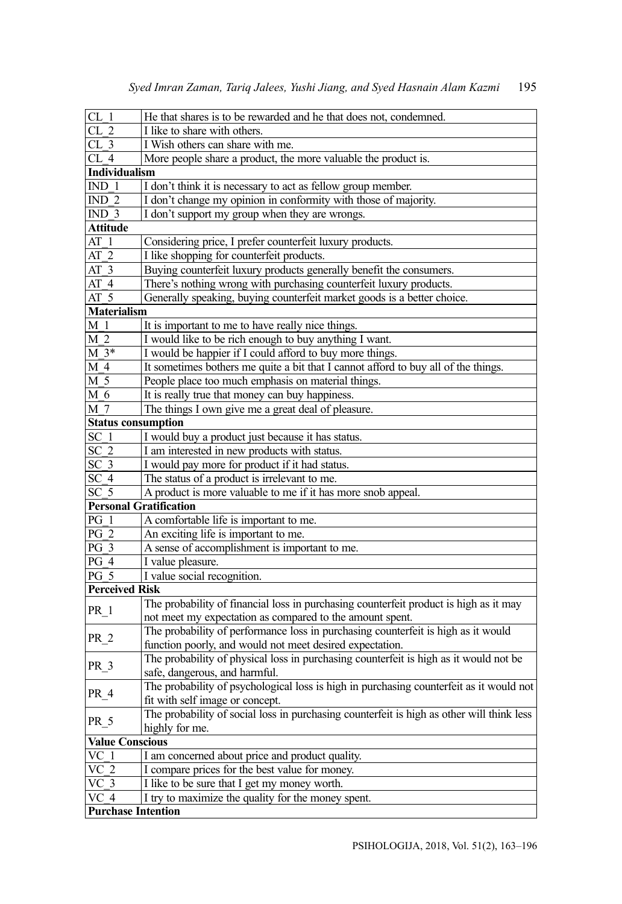| | |
|---|---|
| CL_1 | He that shares is to be rewarded and he that does not, condemned. |
| CL_2 | I like to share with others. |
| CL_3 | I Wish others can share with me. |
| CL_4 | More people share a product, the more valuable the product is. |
| **Individualism** | |
| IND_1 | I don't think it is necessary to act as fellow group member. |
| IND_2 | I don't change my opinion in conformity with those of majority. |
| IND_3 | I don't support my group when they are wrongs. |
| **Attitude** | |
| AT_1 | Considering price, I prefer counterfeit luxury products. |
| AT_2 | I like shopping for counterfeit products. |
| AT_3 | Buying counterfeit luxury products generally benefit the consumers. |
| AT_4 | There's nothing wrong with purchasing counterfeit luxury products. |
| AT_5 | Generally speaking, buying counterfeit market goods is a better choice. |
| **Materialism** | |
| M_1 | It is important to me to have really nice things. |
| M_2 | I would like to be rich enough to buy anything I want. |
| M_3* | I would be happier if I could afford to buy more things. |
| M_4 | It sometimes bothers me quite a bit that I cannot afford to buy all of the things. |
| M_5 | People place too much emphasis on material things. |
| M_6 | It is really true that money can buy happiness. |
| M_7 | The things I own give me a great deal of pleasure. |
| **Status consumption** | |
| SC_1 | I would buy a product just because it has status. |
| SC_2 | I am interested in new products with status. |
| SC_3 | I would pay more for product if it had status. |
| SC_4 | The status of a product is irrelevant to me. |
| SC_5 | A product is more valuable to me if it has more snob appeal. |
| **Personal Gratification** | |
| PG_1 | A comfortable life is important to me. |
| PG_2 | An exciting life is important to me. |
| PG_3 | A sense of accomplishment is important to me. |
| PG_4 | I value pleasure. |
| PG_5 | I value social recognition. |
| **Perceived Risk** | |
| PR_1 | The probability of financial loss in purchasing counterfeit product is high as it may not meet my expectation as compared to the amount spent. |
| PR_2 | The probability of performance loss in purchasing counterfeit is high as it would function poorly, and would not meet desired expectation. |
| PR_3 | The probability of physical loss in purchasing counterfeit is high as it would not be safe, dangerous, and harmful. |
| PR_4 | The probability of psychological loss is high in purchasing counterfeit as it would not fit with self image or concept. |
| PR_5 | The probability of social loss in purchasing counterfeit is high as other will think less highly for me. |
| **Value Conscious** | |
| VC_1 | I am concerned about price and product quality. |
| VC_2 | I compare prices for the best value for money. |
| VC_3 | I like to be sure that I get my money worth. |
| VC_4 | I try to maximize the quality for the money spent. |
| **Purchase Intention** | |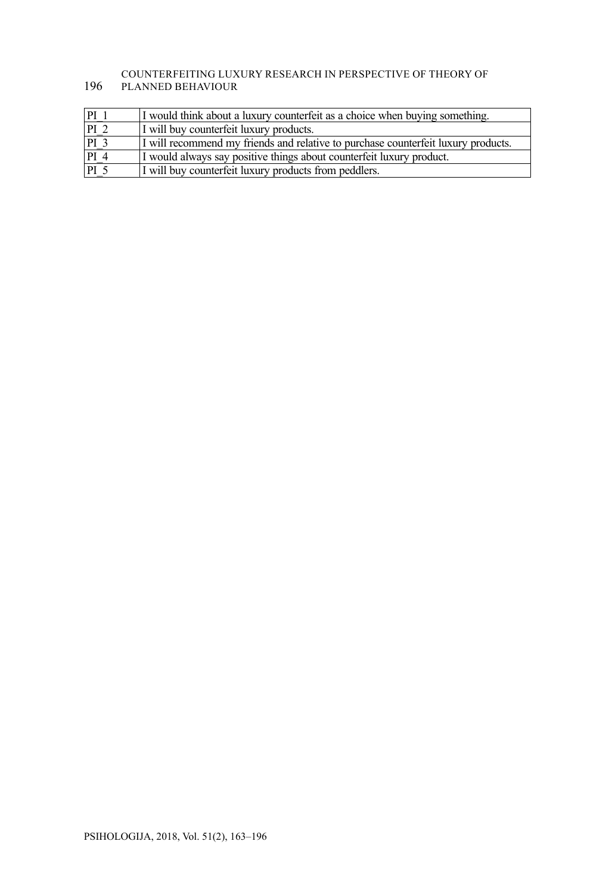| | |
|---|---|
| PI_1 | I would think about a luxury counterfeit as a choice when buying something. |
| PI_2 | I will buy counterfeit luxury products. |
| PI_3 | I will recommend my friends and relative to purchase counterfeit luxury products. |
| PI_4 | I would always say positive things about counterfeit luxury product. |
| PI_5 | I will buy counterfeit luxury products from peddlers. |